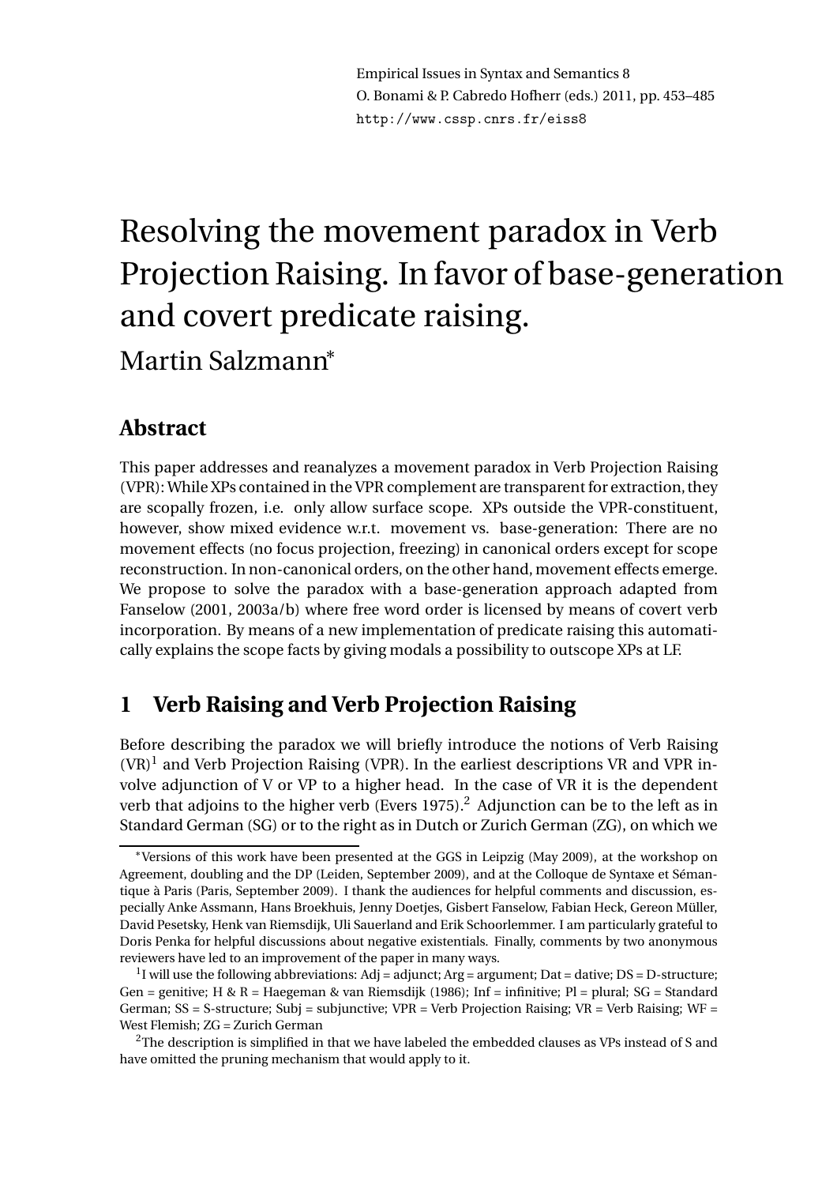Empirical Issues in Syntax and Semantics 8
O. Bonami & P. Cabredo Hofherr (eds.) 2011, pp. 453–485
http://www.cssp.cnrs.fr/eiss8

# Resolving the movement paradox in Verb Projection Raising. In favor of base-generation and covert predicate raising.

Martin Salzmann*

## Abstract

This paper addresses and reanalyzes a movement paradox in Verb Projection Raising (VPR): While XPs contained in the VPR complement are transparent for extraction, they are scopally frozen, i.e. only allow surface scope. XPs outside the VPR-constituent, however, show mixed evidence w.r.t. movement vs. base-generation: There are no movement effects (no focus projection, freezing) in canonical orders except for scope reconstruction. In non-canonical orders, on the other hand, movement effects emerge. We propose to solve the paradox with a base-generation approach adapted from Fanselow (2001, 2003a/b) where free word order is licensed by means of covert verb incorporation. By means of a new implementation of predicate raising this automatically explains the scope facts by giving modals a possibility to outscope XPs at LF.

## 1 Verb Raising and Verb Projection Raising

Before describing the paradox we will briefly introduce the notions of Verb Raising (VR)[1] and Verb Projection Raising (VPR). In the earliest descriptions VR and VPR involve adjunction of V or VP to a higher head. In the case of VR it is the dependent verb that adjoins to the higher verb (Evers 1975).[2] Adjunction can be to the left as in Standard German (SG) or to the right as in Dutch or Zurich German (ZG), on which we

---

*Versions of this work have been presented at the GGS in Leipzig (May 2009), at the workshop on Agreement, doubling and the DP (Leiden, September 2009), and at the Colloque de Syntaxe et Sémantique à Paris (Paris, September 2009). I thank the audiences for helpful comments and discussion, especially Anke Assmann, Hans Broekhuis, Jenny Doetjes, Gisbert Fanselow, Fabian Heck, Gereon Müller, David Pesetsky, Henk van Riemsdijk, Uli Sauerland and Erik Schoorlemmer. I am particularly grateful to Doris Penka for helpful discussions about negative existentials. Finally, comments by two anonymous reviewers have led to an improvement of the paper in many ways.

[1] I will use the following abbreviations: Adj = adjunct; Arg = argument; Dat = dative; DS = D-structure; Gen = genitive; H & R = Haegeman & van Riemsdijk (1986); Inf = infinitive; Pl = plural; SG = Standard German; SS = S-structure; Subj = subjunctive; VPR = Verb Projection Raising; VR = Verb Raising; WF = West Flemish; ZG = Zurich German

[2] The description is simplified in that we have labeled the embedded clauses as VPs instead of S and have omitted the pruning mechanism that would apply to it.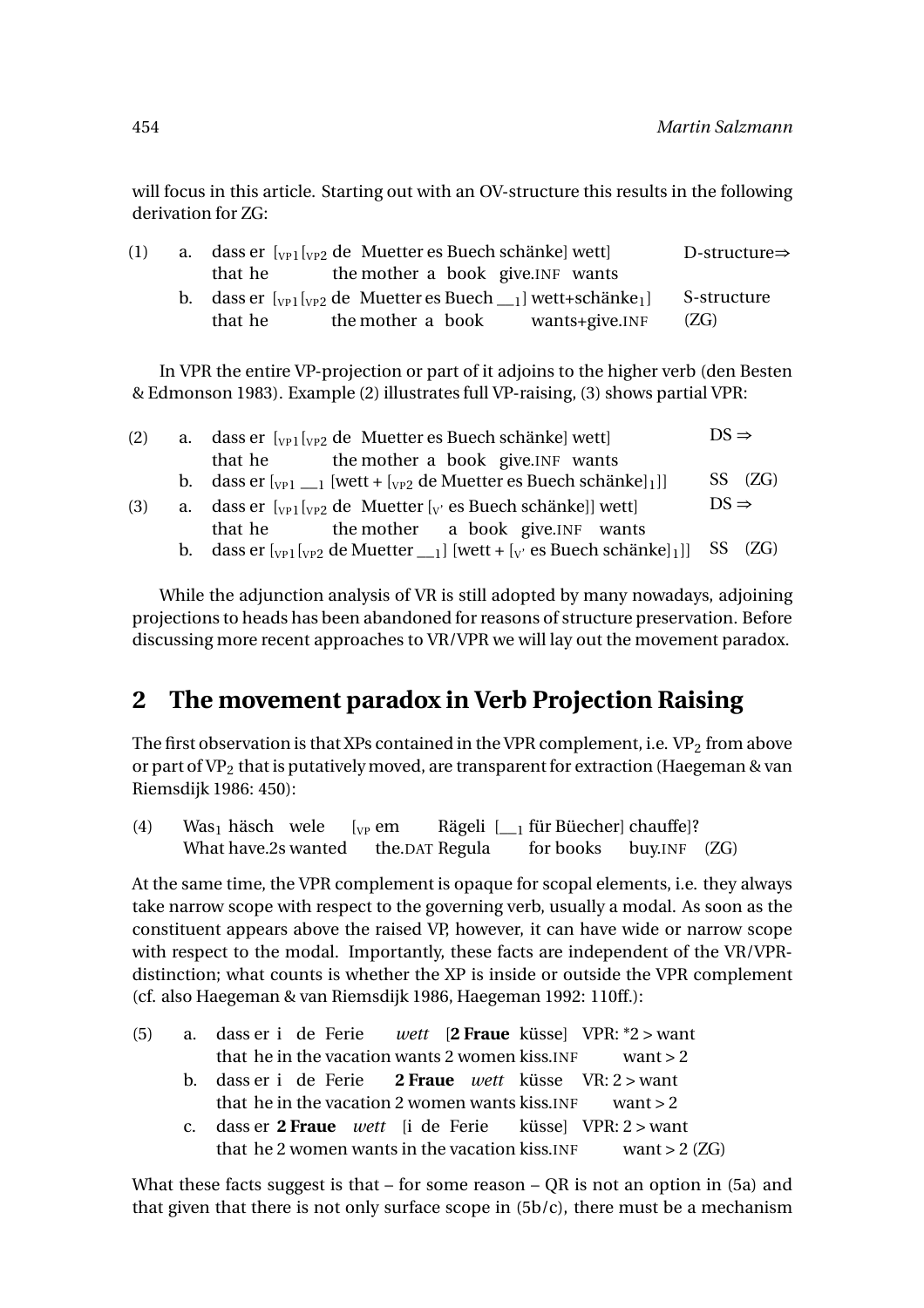will focus in this article. Starting out with an OV-structure this results in the following derivation for ZG:

(1) a. dass er [$_{VP1}$ [$_{VP2}$ de Muetter es Buech schänke] wett] D-structure⇒
 that he the mother a book give.INF wants
 b. dass er [$_{VP1}$ [$_{VP2}$ de Muetter es Buech __$_1$] wett+schänke$_1$] S-structure (ZG)
 that he the mother a book wants+give.INF

In VPR the entire VP-projection or part of it adjoins to the higher verb (den Besten & Edmonson 1983). Example (2) illustrates full VP-raising, (3) shows partial VPR:

(2) a. dass er [$_{VP1}$ [$_{VP2}$ de Muetter es Buech schänke] wett] DS ⇒
 that he the mother a book give.INF wants
 b. dass er [$_{VP1}$ __$_1$ [wett + [$_{VP2}$ de Muetter es Buech schänke]$_1$]] SS (ZG)

(3) a. dass er [$_{VP1}$ [$_{VP2}$ de Muetter [$_{V'}$ es Buech schänke]] wett] DS ⇒
 that he the mother a book give.INF wants
 b. dass er [$_{VP1}$ [$_{VP2}$ de Muetter __$_1$] [wett + [$_{V'}$ es Buech schänke]$_1$]] SS (ZG)

While the adjunction analysis of VR is still adopted by many nowadays, adjoining projections to heads has been abandoned for reasons of structure preservation. Before discussing more recent approaches to VR/VPR we will lay out the movement paradox.

## 2 The movement paradox in Verb Projection Raising

The first observation is that XPs contained in the VPR complement, i.e. VP$_2$ from above or part of VP$_2$ that is putatively moved, are transparent for extraction (Haegeman & van Riemsdijk 1986: 450):

(4) Was$_1$ häsch wele [$_{VP}$ em Rägeli [__$_1$ für Büecher] chauffe]?
 What have.2s wanted the.DAT Regula for books buy.INF (ZG)

At the same time, the VPR complement is opaque for scopal elements, i.e. they always take narrow scope with respect to the governing verb, usually a modal. As soon as the constituent appears above the raised VP, however, it can have wide or narrow scope with respect to the modal. Importantly, these facts are independent of the VR/VPR-distinction; what counts is whether the XP is inside or outside the VPR complement (cf. also Haegeman & van Riemsdijk 1986, Haegeman 1992: 110ff.):

(5) a. dass er i de Ferie *wett* [**2 Fraue** küsse] VPR: *2 > want
 that he in the vacation wants 2 women kiss.INF want > 2
 b. dass er i de Ferie **2 Fraue** *wett* küsse VR: 2 > want
 that he in the vacation 2 women wants kiss.INF want > 2
 c. dass er **2 Fraue** *wett* [i de Ferie küsse] VPR: 2 > want
 that he 2 women wants in the vacation kiss.INF want > 2 (ZG)

What these facts suggest is that – for some reason – QR is not an option in (5a) and that given that there is not only surface scope in (5b/c), there must be a mechanism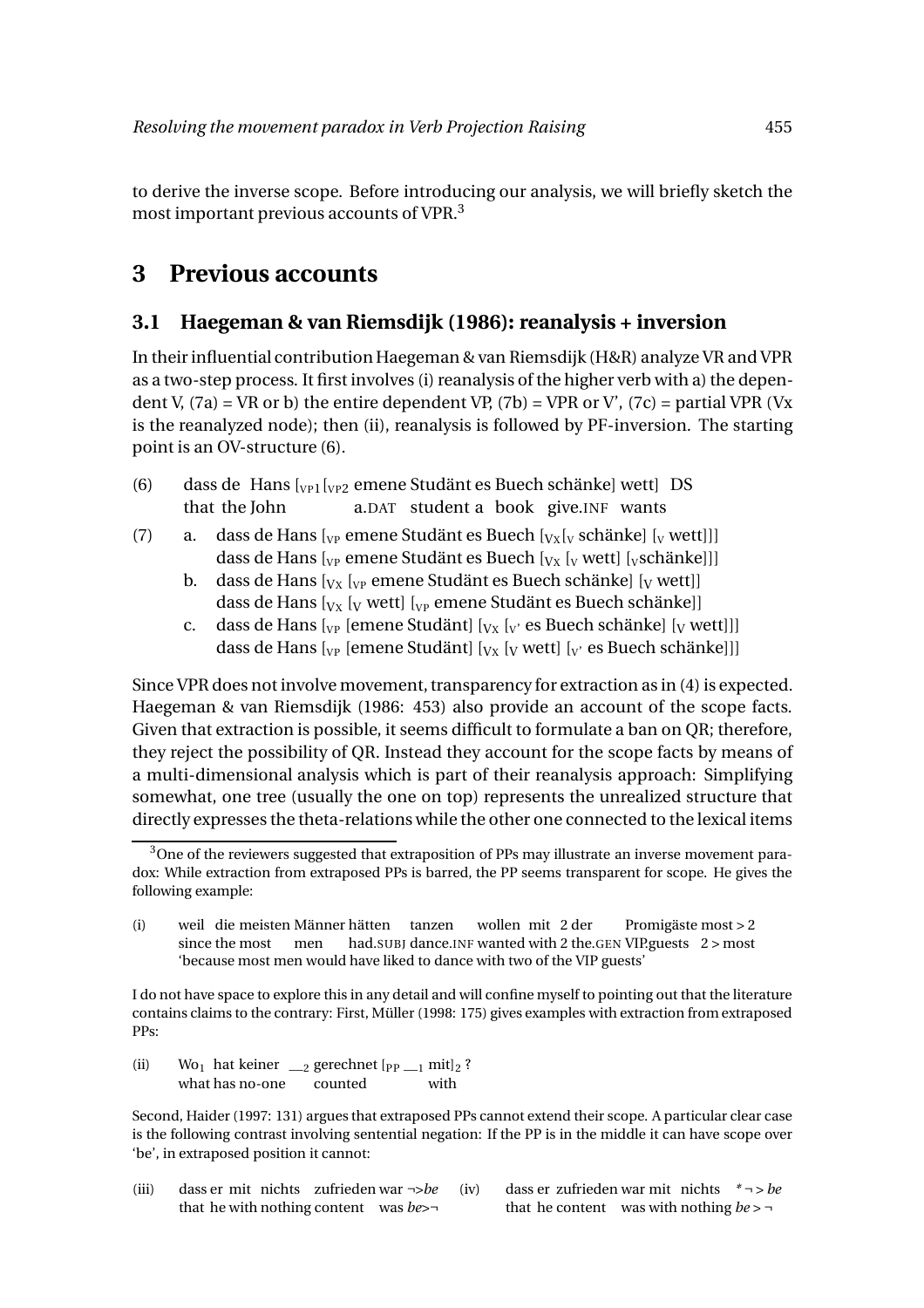to derive the inverse scope. Before introducing our analysis, we will briefly sketch the most important previous accounts of VPR.[3]

## 3 Previous accounts

### 3.1 Haegeman & van Riemsdijk (1986): reanalysis + inversion

In their influential contribution Haegeman & van Riemsdijk (H&R) analyze VR and VPR as a two-step process. It first involves (i) reanalysis of the higher verb with a) the dependent V, (7a) = VR or b) the entire dependent VP, (7b) = VPR or V', (7c) = partial VPR (Vx is the reanalyzed node); then (ii), reanalysis is followed by PF-inversion. The starting point is an OV-structure (6).

(6) dass de Hans [$_{VP1}$ [$_{VP2}$ emene Studänt es Buech schänke] wett] DS
  that the John a.DAT student a book give.INF wants

(7) a. dass de Hans [$_{VP}$ emene Studänt es Buech [$_{VX}$ [$_{V}$ schänke] [$_{V}$ wett]]]
  dass de Hans [$_{VP}$ emene Studänt es Buech [$_{VX}$ [$_{V}$ wett] [$_{V}$ schänke]]]
 b. dass de Hans [$_{VX}$ [$_{VP}$ emene Studänt es Buech schänke] [$_{V}$ wett]]
  dass de Hans [$_{VX}$ [$_{V}$ wett] [$_{VP}$ emene Studänt es Buech schänke]]
 c. dass de Hans [$_{VP}$ [emene Studänt] [$_{VX}$ [$_{V'}$ es Buech schänke] [$_{V}$ wett]]]
  dass de Hans [$_{VP}$ [emene Studänt] [$_{VX}$ [$_{V}$ wett] [$_{V'}$ es Buech schänke]]]

Since VPR does not involve movement, transparency for extraction as in (4) is expected. Haegeman & van Riemsdijk (1986: 453) also provide an account of the scope facts. Given that extraction is possible, it seems difficult to formulate a ban on QR; therefore, they reject the possibility of QR. Instead they account for the scope facts by means of a multi-dimensional analysis which is part of their reanalysis approach: Simplifying somewhat, one tree (usually the one on top) represents the unrealized structure that directly expresses the theta-relations while the other one connected to the lexical items

---

[3]One of the reviewers suggested that extraposition of PPs may illustrate an inverse movement paradox: While extraction from extraposed PPs is barred, the PP seems transparent for scope. He gives the following example:

(i) weil die meisten Männer hätten tanzen wollen mit 2 der Promigäste most > 2
  since the most men had.SUBJ dance.INF wanted with 2 the.GEN VIP.guests 2 > most
  'because most men would have liked to dance with two of the VIP guests'

I do not have space to explore this in any detail and will confine myself to pointing out that the literature contains claims to the contrary: First, Müller (1998: 175) gives examples with extraction from extraposed PPs:

(ii) Wo$_1$ hat keiner \_\_$_2$ gerechnet [$_{PP}$ \_\_$_1$ mit]$_2$ ?
  what has no-one counted with

Second, Haider (1997: 131) argues that extraposed PPs cannot extend their scope. A particular clear case is the following contrast involving sentential negation: If the PP is in the middle it can have scope over 'be', in extraposed position it cannot:

(iii) dass er mit nichts zufrieden war ¬>*be*
  that he with nothing content was *be*>¬

(iv) dass er zufrieden war mit nichts *¬ > *be*
  that he content was with nothing *be* > ¬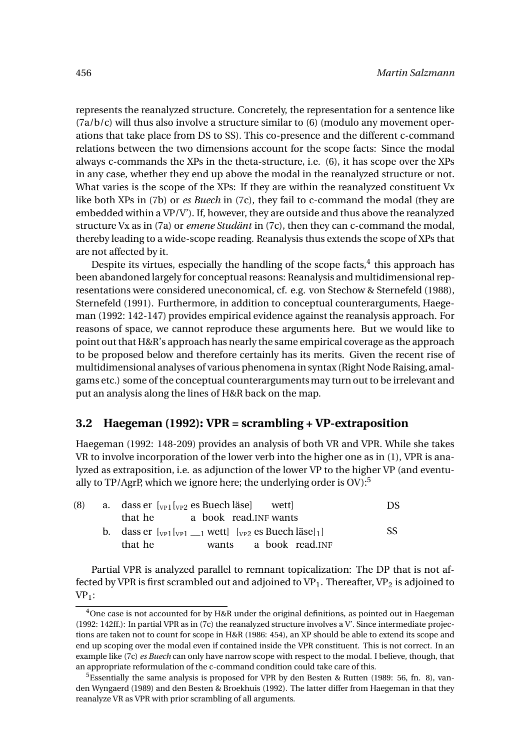represents the reanalyzed structure. Concretely, the representation for a sentence like (7a/b/c) will thus also involve a structure similar to (6) (modulo any movement operations that take place from DS to SS). This co-presence and the different c-command relations between the two dimensions account for the scope facts: Since the modal always c-commands the XPs in the theta-structure, i.e. (6), it has scope over the XPs in any case, whether they end up above the modal in the reanalyzed structure or not. What varies is the scope of the XPs: If they are within the reanalyzed constituent Vx like both XPs in (7b) or *es Buech* in (7c), they fail to c-command the modal (they are embedded within a VP/V'). If, however, they are outside and thus above the reanalyzed structure Vx as in (7a) or *emene Studänt* in (7c), then they can c-command the modal, thereby leading to a wide-scope reading. Reanalysis thus extends the scope of XPs that are not affected by it.

Despite its virtues, especially the handling of the scope facts,[4] this approach has been abandoned largely for conceptual reasons: Reanalysis and multidimensional representations were considered uneconomical, cf. e.g. von Stechow & Sternefeld (1988), Sternefeld (1991). Furthermore, in addition to conceptual counterarguments, Haegeman (1992: 142-147) provides empirical evidence against the reanalysis approach. For reasons of space, we cannot reproduce these arguments here. But we would like to point out that H&R's approach has nearly the same empirical coverage as the approach to be proposed below and therefore certainly has its merits. Given the recent rise of multidimensional analyses of various phenomena in syntax (Right Node Raising, amalgams etc.) some of the conceptual counterarguments may turn out to be irrelevant and put an analysis along the lines of H&R back on the map.

### 3.2 Haegeman (1992): VPR = scrambling + VP-extraposition

Haegeman (1992: 148-209) provides an analysis of both VR and VPR. While she takes VR to involve incorporation of the lower verb into the higher one as in (1), VPR is analyzed as extraposition, i.e. as adjunction of the lower VP to the higher VP (and eventually to TP/AgrP, which we ignore here; the underlying order is OV):[5]

(8) a. dass er [$_{VP1}$ [$_{VP2}$ es Buech läse] wett] DS
that he a book read.INF wants

b. dass er [$_{VP1}$ [$_{VP1}$ \_\_$_1$ wett] [$_{VP2}$ es Buech läse]$_1$] SS
that he wants a book read.INF

Partial VPR is analyzed parallel to remnant topicalization: The DP that is not affected by VPR is first scrambled out and adjoined to VP$_1$. Thereafter, VP$_2$ is adjoined to VP$_1$:

---

[4] One case is not accounted for by H&R under the original definitions, as pointed out in Haegeman (1992: 142ff.): In partial VPR as in (7c) the reanalyzed structure involves a V'. Since intermediate projections are taken not to count for scope in H&R (1986: 454), an XP should be able to extend its scope and end up scoping over the modal even if contained inside the VPR constituent. This is not correct. In an example like (7c) *es Buech* can only have narrow scope with respect to the modal. I believe, though, that an appropriate reformulation of the c-command condition could take care of this.

[5] Essentially the same analysis is proposed for VPR by den Besten & Rutten (1989: 56, fn. 8), vanden Wyngaerd (1989) and den Besten & Broekhuis (1992). The latter differ from Haegeman in that they reanalyze VR as VPR with prior scrambling of all arguments.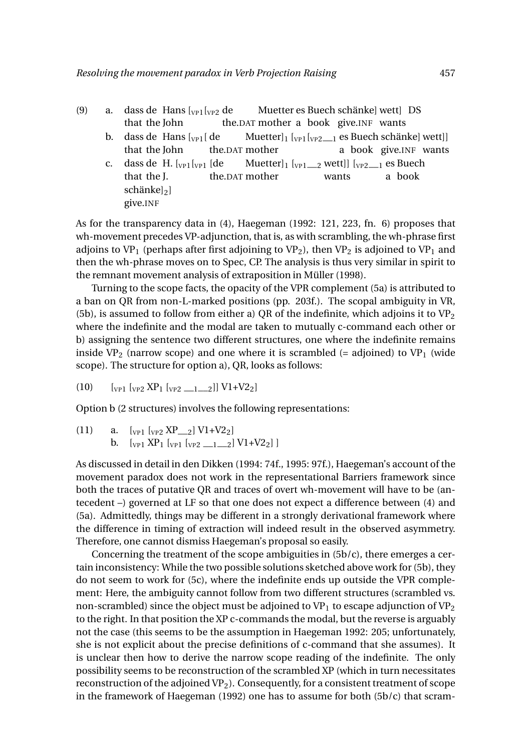(9) a. dass de Hans [$_{VP1}$ [$_{VP2}$ de Muetter es Buech schänke] wett] DS
that the John the.DAT mother a book give.INF wants

b. dass de Hans [$_{VP1}$ [ de Muetter]$_1$ [$_{VP1}$ [$_{VP2}$ __$_1$ es Buech schänke] wett]]
that the John the.DAT mother a book give.INF wants

c. dass de H. [$_{VP1}$ [$_{VP1}$ [de Muetter]$_1$ [$_{VP1}$ __$_2$ wett]] [$_{VP2}$ __$_1$ es Buech schänke]$_2$]
that the J. the.DAT mother wants a book give.INF

As for the transparency data in (4), Haegeman (1992: 121, 223, fn. 6) proposes that wh-movement precedes VP-adjunction, that is, as with scrambling, the wh-phrase first adjoins to VP$_1$ (perhaps after first adjoining to VP$_2$), then VP$_2$ is adjoined to VP$_1$ and then the wh-phrase moves on to Spec, CP. The analysis is thus very similar in spirit to the remnant movement analysis of extraposition in Müller (1998).

Turning to the scope facts, the opacity of the VPR complement (5a) is attributed to a ban on QR from non-L-marked positions (pp. 203f.). The scopal ambiguity in VR, (5b), is assumed to follow from either a) QR of the indefinite, which adjoins it to VP$_2$ where the indefinite and the modal are taken to mutually c-command each other or b) assigning the sentence two different structures, one where the indefinite remains inside VP$_2$ (narrow scope) and one where it is scrambled (= adjoined) to VP$_1$ (wide scope). The structure for option a), QR, looks as follows:

(10) [$_{VP1}$ [$_{VP2}$ XP$_1$ [$_{VP2}$ __$_1$__$_2$]] V1+V2$_2$]

Option b (2 structures) involves the following representations:

(11) a. [$_{VP1}$ [$_{VP2}$ XP__$_2$] V1+V2$_2$]
b. [$_{VP1}$ XP$_1$ [$_{VP1}$ [$_{VP2}$ __$_1$__$_2$] V1+V2$_2$] ]

As discussed in detail in den Dikken (1994: 74f., 1995: 97f.), Haegeman's account of the movement paradox does not work in the representational Barriers framework since both the traces of putative QR and traces of overt wh-movement will have to be (antecedent –) governed at LF so that one does not expect a difference between (4) and (5a). Admittedly, things may be different in a strongly derivational framework where the difference in timing of extraction will indeed result in the observed asymmetry. Therefore, one cannot dismiss Haegeman's proposal so easily.

Concerning the treatment of the scope ambiguities in (5b/c), there emerges a certain inconsistency: While the two possible solutions sketched above work for (5b), they do not seem to work for (5c), where the indefinite ends up outside the VPR complement: Here, the ambiguity cannot follow from two different structures (scrambled vs. non-scrambled) since the object must be adjoined to VP$_1$ to escape adjunction of VP$_2$ to the right. In that position the XP c-commands the modal, but the reverse is arguably not the case (this seems to be the assumption in Haegeman 1992: 205; unfortunately, she is not explicit about the precise definitions of c-command that she assumes). It is unclear then how to derive the narrow scope reading of the indefinite. The only possibility seems to be reconstruction of the scrambled XP (which in turn necessitates reconstruction of the adjoined VP$_2$). Consequently, for a consistent treatment of scope in the framework of Haegeman (1992) one has to assume for both (5b/c) that scram-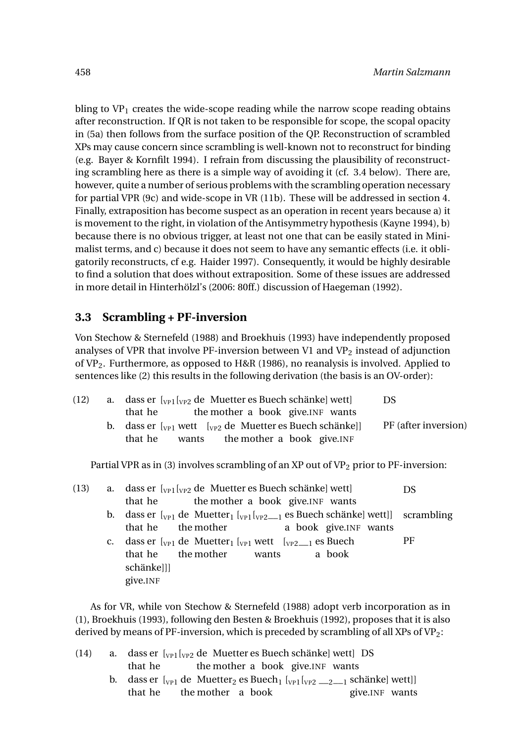bling to $VP_1$ creates the wide-scope reading while the narrow scope reading obtains after reconstruction. If QR is not taken to be responsible for scope, the scopal opacity in (5a) then follows from the surface position of the QP. Reconstruction of scrambled XPs may cause concern since scrambling is well-known not to reconstruct for binding (e.g. Bayer & Kornfilt 1994). I refrain from discussing the plausibility of reconstructing scrambling here as there is a simple way of avoiding it (cf. 3.4 below). There are, however, quite a number of serious problems with the scrambling operation necessary for partial VPR (9c) and wide-scope in VR (11b). These will be addressed in section 4. Finally, extraposition has become suspect as an operation in recent years because a) it is movement to the right, in violation of the Antisymmetry hypothesis (Kayne 1994), b) because there is no obvious trigger, at least not one that can be easily stated in Minimalist terms, and c) because it does not seem to have any semantic effects (i.e. it obligatorily reconstructs, cf e.g. Haider 1997). Consequently, it would be highly desirable to find a solution that does without extraposition. Some of these issues are addressed in more detail in Hinterhölzl's (2006: 80ff.) discussion of Haegeman (1992).

## 3.3 Scrambling + PF-inversion

Von Stechow & Sternefeld (1988) and Broekhuis (1993) have independently proposed analyses of VPR that involve PF-inversion between V1 and $VP_2$ instead of adjunction of $VP_2$. Furthermore, as opposed to H&R (1986), no reanalysis is involved. Applied to sentences like (2) this results in the following derivation (the basis is an OV-order):

(12) a. dass er [$_{VP1}$ [$_{VP2}$ de Muetter es Buech schänke] wett] — DS
that he the mother a book give.INF wants

b. dass er [$_{VP1}$ wett [$_{VP2}$ de Muetter es Buech schänke]] — PF (after inversion)
that he wants the mother a book give.INF

Partial VPR as in (3) involves scrambling of an XP out of $VP_2$ prior to PF-inversion:

(13) a. dass er [$_{VP1}$ [$_{VP2}$ de Muetter es Buech schänke] wett] — DS
that he the mother a book give.INF wants

b. dass er [$_{VP1}$ de Muetter$_1$ [$_{VP1}$ [$_{VP2}$ __$_1$ es Buech schänke] wett]] — scrambling
that he the mother a book give.INF wants

c. dass er [$_{VP1}$ de Muetter$_1$ [$_{VP1}$ wett [$_{VP2}$ __$_1$ es Buech schänke]]] — PF
that he the mother wants a book give.INF

As for VR, while von Stechow & Sternefeld (1988) adopt verb incorporation as in (1), Broekhuis (1993), following den Besten & Broekhuis (1992), proposes that it is also derived by means of PF-inversion, which is preceded by scrambling of all XPs of $VP_2$:

(14) a. dass er [$_{VP1}$ [$_{VP2}$ de Muetter es Buech schänke] wett] DS
that he the mother a book give.INF wants

b. dass er [$_{VP1}$ de Muetter$_2$ es Buech$_1$ [$_{VP1}$ [$_{VP2}$ __$_2$__$_1$ schänke] wett]]
that he the mother a book give.INF wants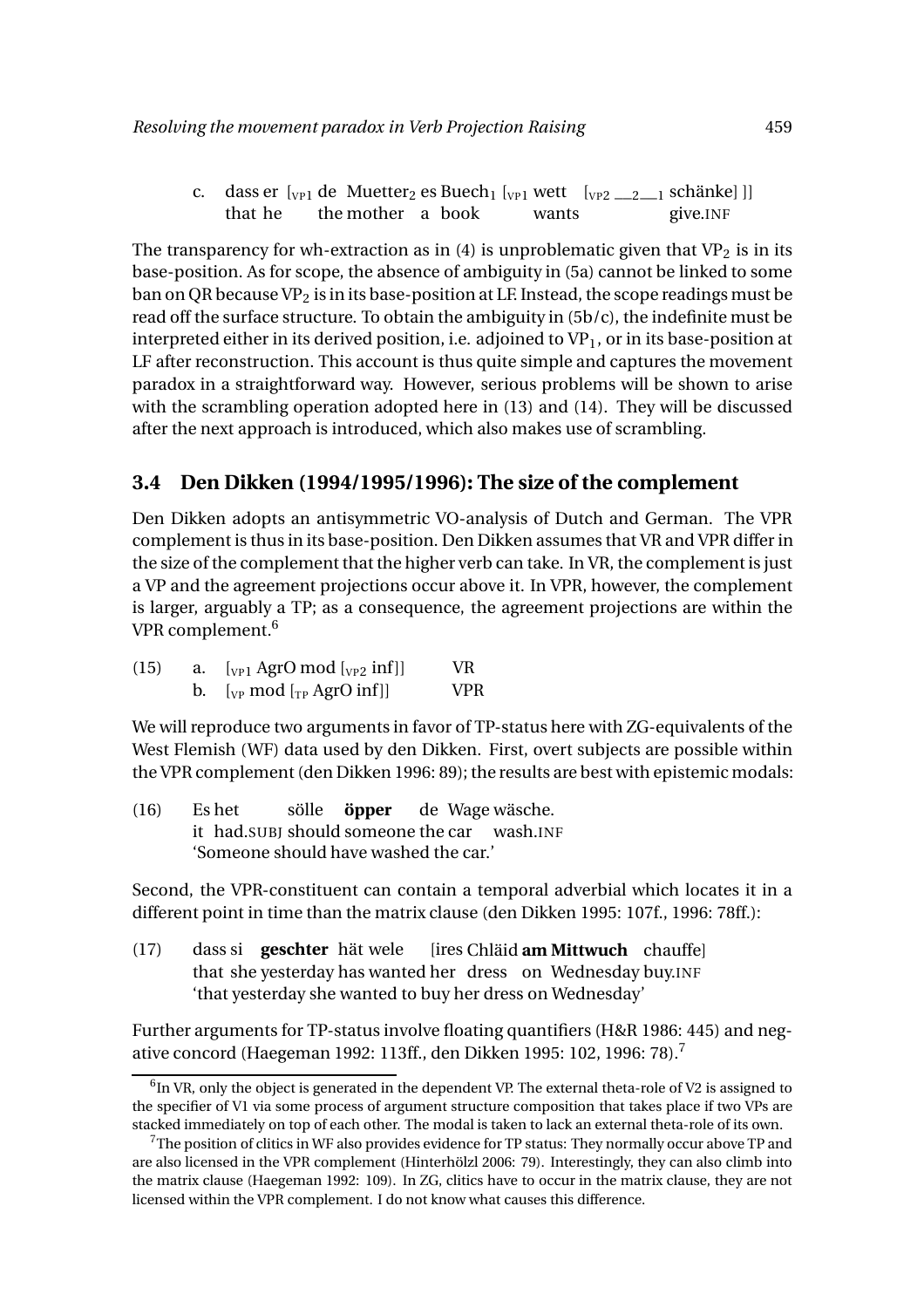c. dass er [$_{VP1}$ de Muetter$_2$ es Buech$_1$ [$_{VP1}$ wett [$_{VP2}$ __$_2$__$_1$ schänke] ]]
   that he the mother a book wants give.INF

The transparency for wh-extraction as in (4) is unproblematic given that VP$_2$ is in its base-position. As for scope, the absence of ambiguity in (5a) cannot be linked to some ban on QR because VP$_2$ is in its base-position at LF. Instead, the scope readings must be read off the surface structure. To obtain the ambiguity in (5b/c), the indefinite must be interpreted either in its derived position, i.e. adjoined to VP$_1$, or in its base-position at LF after reconstruction. This account is thus quite simple and captures the movement paradox in a straightforward way. However, serious problems will be shown to arise with the scrambling operation adopted here in (13) and (14). They will be discussed after the next approach is introduced, which also makes use of scrambling.

### 3.4 Den Dikken (1994/1995/1996): The size of the complement

Den Dikken adopts an antisymmetric VO-analysis of Dutch and German. The VPR complement is thus in its base-position. Den Dikken assumes that VR and VPR differ in the size of the complement that the higher verb can take. In VR, the complement is just a VP and the agreement projections occur above it. In VPR, however, the complement is larger, arguably a TP; as a consequence, the agreement projections are within the VPR complement.[6]

(15) a. [$_{VP1}$ AgrO mod [$_{VP2}$ inf]] VR
     b. [$_{VP}$ mod [$_{TP}$ AgrO inf]] VPR

We will reproduce two arguments in favor of TP-status here with ZG-equivalents of the West Flemish (WF) data used by den Dikken. First, overt subjects are possible within the VPR complement (den Dikken 1996: 89); the results are best with epistemic modals:

(16) Es het sölle **öpper** de Wage wäsche.
     it had.SUBJ should someone the car wash.INF
     'Someone should have washed the car.'

Second, the VPR-constituent can contain a temporal adverbial which locates it in a different point in time than the matrix clause (den Dikken 1995: 107f., 1996: 78ff.):

(17) dass si **geschter** hät wele [ires Chläid **am Mittwuch** chauffe]
     that she yesterday has wanted her dress on Wednesday buy.INF
     'that yesterday she wanted to buy her dress on Wednesday'

Further arguments for TP-status involve floating quantifiers (H&R 1986: 445) and negative concord (Haegeman 1992: 113ff., den Dikken 1995: 102, 1996: 78).[7]

---

[6] In VR, only the object is generated in the dependent VP. The external theta-role of V2 is assigned to the specifier of V1 via some process of argument structure composition that takes place if two VPs are stacked immediately on top of each other. The modal is taken to lack an external theta-role of its own.

[7] The position of clitics in WF also provides evidence for TP status: They normally occur above TP and are also licensed in the VPR complement (Hinterhölzl 2006: 79). Interestingly, they can also climb into the matrix clause (Haegeman 1992: 109). In ZG, clitics have to occur in the matrix clause, they are not licensed within the VPR complement. I do not know what causes this difference.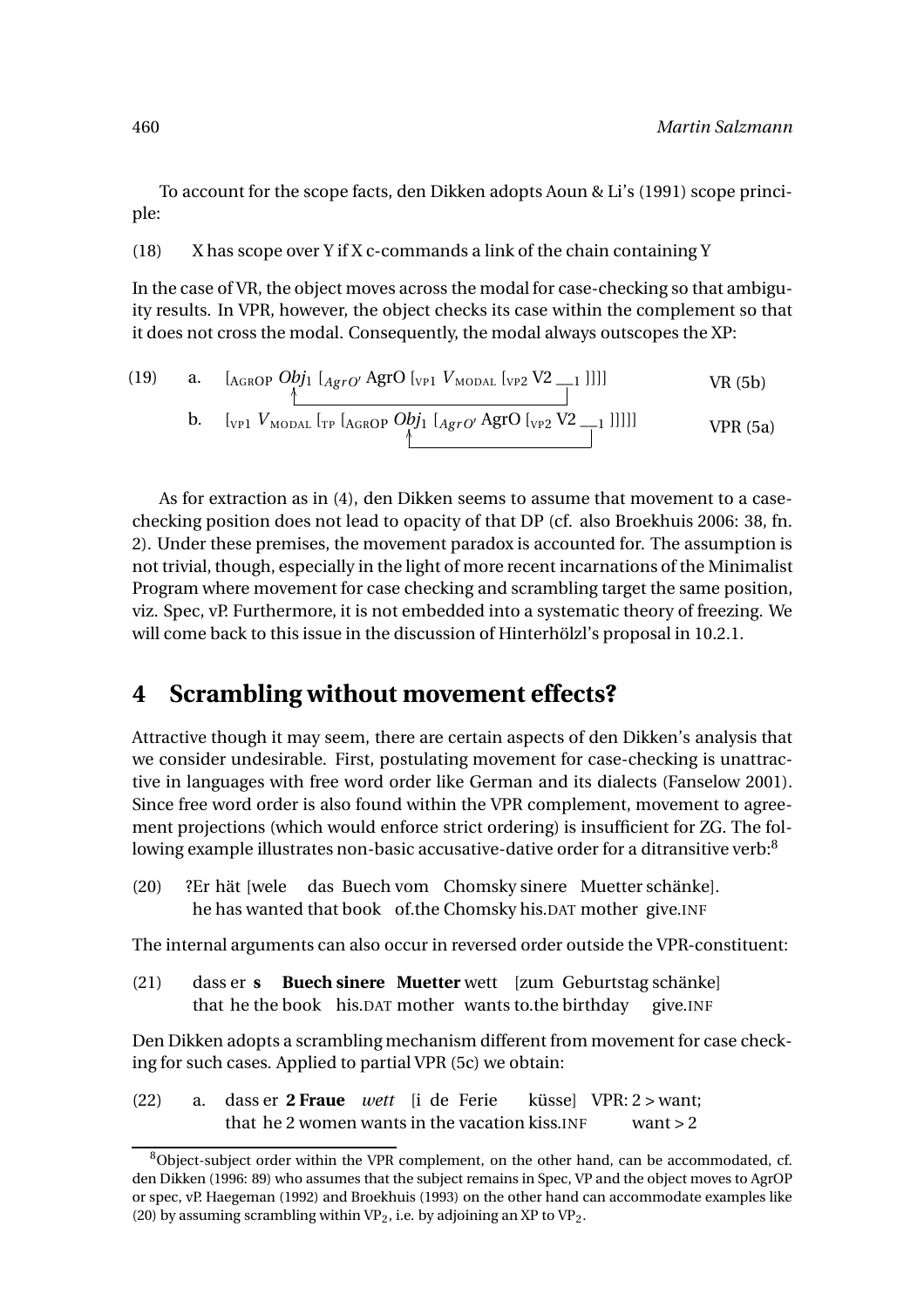To account for the scope facts, den Dikken adopts Aoun & Li's (1991) scope principle:

(18) X has scope over Y if X c-commands a link of the chain containing Y

In the case of VR, the object moves across the modal for case-checking so that ambiguity results. In VPR, however, the object checks its case within the complement so that it does not cross the modal. Consequently, the modal always outscopes the XP:

(19) a. [<sub>AGROP</sub> *Obj*₁ [<sub>*AgrO′*</sub> AgrO [<sub>VP1</sub> *V*<sub>MODAL</sub> [<sub>VP2</sub> V2 __₁ ]]]] VR (5b)

b. [<sub>VP1</sub> *V*<sub>MODAL</sub> [<sub>TP</sub> [<sub>AGROP</sub> *Obj*₁ [<sub>*AgrO′*</sub> AgrO [<sub>VP2</sub> V2 __₁ ]]]]] VPR (5a)

As for extraction as in (4), den Dikken seems to assume that movement to a case-checking position does not lead to opacity of that DP (cf. also Broekhuis 2006: 38, fn. 2). Under these premises, the movement paradox is accounted for. The assumption is not trivial, though, especially in the light of more recent incarnations of the Minimalist Program where movement for case checking and scrambling target the same position, viz. Spec, vP. Furthermore, it is not embedded into a systematic theory of freezing. We will come back to this issue in the discussion of Hinterhölzl's proposal in 10.2.1.

# 4 Scrambling without movement effects?

Attractive though it may seem, there are certain aspects of den Dikken's analysis that we consider undesirable. First, postulating movement for case-checking is unattractive in languages with free word order like German and its dialects (Fanselow 2001). Since free word order is also found within the VPR complement, movement to agreement projections (which would enforce strict ordering) is insufficient for ZG. The following example illustrates non-basic accusative-dative order for a ditransitive verb:[8]

(20) ?Er hät [wele das Buech vom Chomsky sinere Muetter schänke].
he has wanted that book of.the Chomsky his.DAT mother give.INF

The internal arguments can also occur in reversed order outside the VPR-constituent:

(21) dass er **s Buech sinere Muetter** wett [zum Geburtstag schänke]
that he the book his.DAT mother wants to.the birthday give.INF

Den Dikken adopts a scrambling mechanism different from movement for case checking for such cases. Applied to partial VPR (5c) we obtain:

(22) a. dass er **2 Fraue** *wett* [i de Ferie küsse] VPR: 2 > want; want > 2
that he 2 women wants in the vacation kiss.INF

[8] Object-subject order within the VPR complement, on the other hand, can be accommodated, cf. den Dikken (1996: 89) who assumes that the subject remains in Spec, VP and the object moves to AgrOP or spec, vP. Haegeman (1992) and Broekhuis (1993) on the other hand can accommodate examples like (20) by assuming scrambling within $VP_2$, i.e. by adjoining an XP to $VP_2$.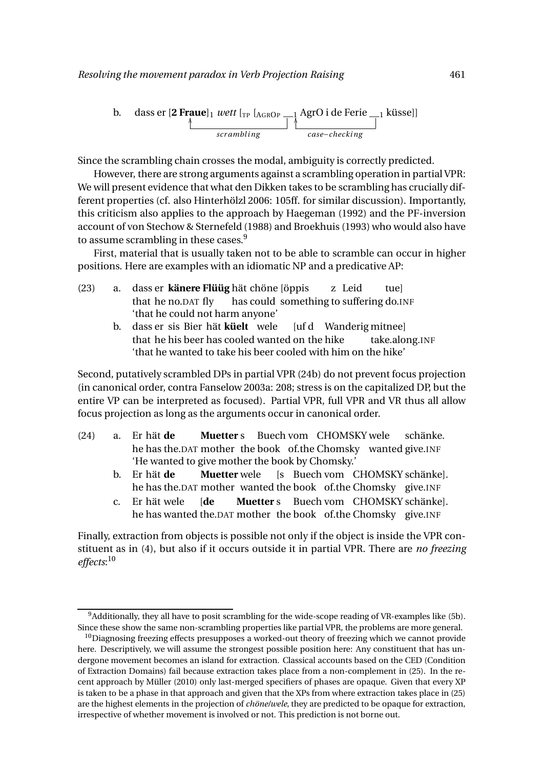b. dass er [**2 Fraue**]$_1$ *wett* [$_{TP}$ [$_{AgrOP}$ __$_1$ AgrO i de Ferie __$_1$ küsse]]
*scrambling* — *case–checking*

Since the scrambling chain crosses the modal, ambiguity is correctly predicted.

However, there are strong arguments against a scrambling operation in partial VPR: We will present evidence that what den Dikken takes to be scrambling has crucially different properties (cf. also Hinterhölzl 2006: 105ff. for similar discussion). Importantly, this criticism also applies to the approach by Haegeman (1992) and the PF-inversion account of von Stechow & Sternefeld (1988) and Broekhuis (1993) who would also have to assume scrambling in these cases.[9]

First, material that is usually taken not to be able to scramble can occur in higher positions. Here are examples with an idiomatic NP and a predicative AP:

(23) a. dass er **känere Flüüg** hät chöne [öppis z Leid tue]
that he no.DAT fly has could something to suffering do.INF
'that he could not harm anyone'

b. dass er sis Bier hät **küelt** wele [uf d Wanderig mitnee]
that he his beer has cooled wanted on the hike take.along.INF
'that he wanted to take his beer cooled with him on the hike'

Second, putatively scrambled DPs in partial VPR (24b) do not prevent focus projection (in canonical order, contra Fanselow 2003a: 208; stress is on the capitalized DP, but the entire VP can be interpreted as focused). Partial VPR, full VPR and VR thus all allow focus projection as long as the arguments occur in canonical order.

(24) a. Er hät **de Muetter** s Buech vom CHOMSKY wele schänke.
he has the.DAT mother the book of.the Chomsky wanted give.INF
'He wanted to give mother the book by Chomsky.'

b. Er hät **de Muetter** wele [s Buech vom CHOMSKY schänke].
he has the.DAT mother wanted the book of.the Chomsky give.INF

c. Er hät wele [**de Muetter** s Buech vom CHOMSKY schänke].
he has wanted the.DAT mother the book of.the Chomsky give.INF

Finally, extraction from objects is possible not only if the object is inside the VPR constituent as in (4), but also if it occurs outside it in partial VPR. There are *no freezing effects*:[10]

---

[9] Additionally, they all have to posit scrambling for the wide-scope reading of VR-examples like (5b). Since these show the same non-scrambling properties like partial VPR, the problems are more general.

[10] Diagnosing freezing effects presupposes a worked-out theory of freezing which we cannot provide here. Descriptively, we will assume the strongest possible position here: Any constituent that has undergone movement becomes an island for extraction. Classical accounts based on the CED (Condition of Extraction Domains) fail because extraction takes place from a non-complement in (25). In the recent approach by Müller (2010) only last-merged specifiers of phases are opaque. Given that every XP is taken to be a phase in that approach and given that the XPs from where extraction takes place in (25) are the highest elements in the projection of *chöne/wele*, they are predicted to be opaque for extraction, irrespective of whether movement is involved or not. This prediction is not borne out.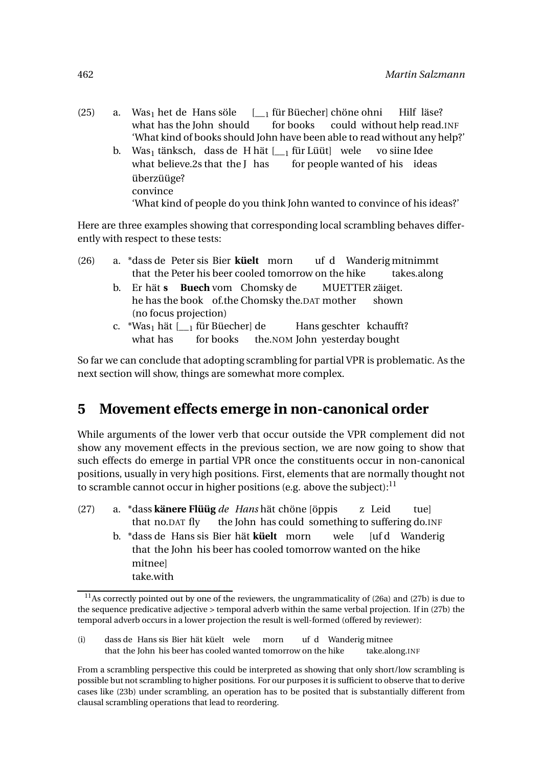(25) a. Was$_1$ het de Hans söle [__$_1$ für Büecher] chöne ohni Hilf läse?
what has the John should for books could without help read.INF
'What kind of books should John have been able to read without any help?'

b. Was$_1$ tänksch, dass de H hät [__$_1$ für Lüüt] wele vo siine Idee überzüüge?
what believe.2s that the J has for people wanted of his ideas convince
'What kind of people do you think John wanted to convince of his ideas?'

Here are three examples showing that corresponding local scrambling behaves differently with respect to these tests:

(26) a. *dass de Peter sis Bier **küelt** morn uf d Wanderig mitnimmt
that the Peter his beer cooled tomorrow on the hike takes.along

b. Er hät **s Buech** vom Chomsky de MUETTER zäiget.
he has the book of.the Chomsky the.DAT mother shown
(no focus projection)

c. *Was$_1$ hät [__$_1$ für Büecher] de Hans geschter kchaufft?
what has for books the.NOM John yesterday bought

So far we can conclude that adopting scrambling for partial VPR is problematic. As the next section will show, things are somewhat more complex.

# 5 Movement effects emerge in non-canonical order

While arguments of the lower verb that occur outside the VPR complement did not show any movement effects in the previous section, we are now going to show that such effects do emerge in partial VPR once the constituents occur in non-canonical positions, usually in very high positions. First, elements that are normally thought not to scramble cannot occur in higher positions (e.g. above the subject):[11]

(27) a. *dass **känere Flüüg** *de Hans* hät chöne [öppis z Leid tue]
that no.DAT fly the John has could something to suffering do.INF

b. *dass de Hans sis Bier hät **küelt** morn wele [uf d Wanderig mitnee]
that the John his beer has cooled tomorrow wanted on the hike take.with

[11] As correctly pointed out by one of the reviewers, the ungrammaticality of (26a) and (27b) is due to the sequence predicative adjective > temporal adverb within the same verbal projection. If in (27b) the temporal adverb occurs in a lower projection the result is well-formed (offered by reviewer):

(i) dass de Hans sis Bier hät küelt wele morn uf d Wanderig mitnee
that the John his beer has cooled wanted tomorrow on the hike take.along.INF

From a scrambling perspective this could be interpreted as showing that only short/low scrambling is possible but not scrambling to higher positions. For our purposes it is sufficient to observe that to derive cases like (23b) under scrambling, an operation has to be posited that is substantially different from clausal scrambling operations that lead to reordering.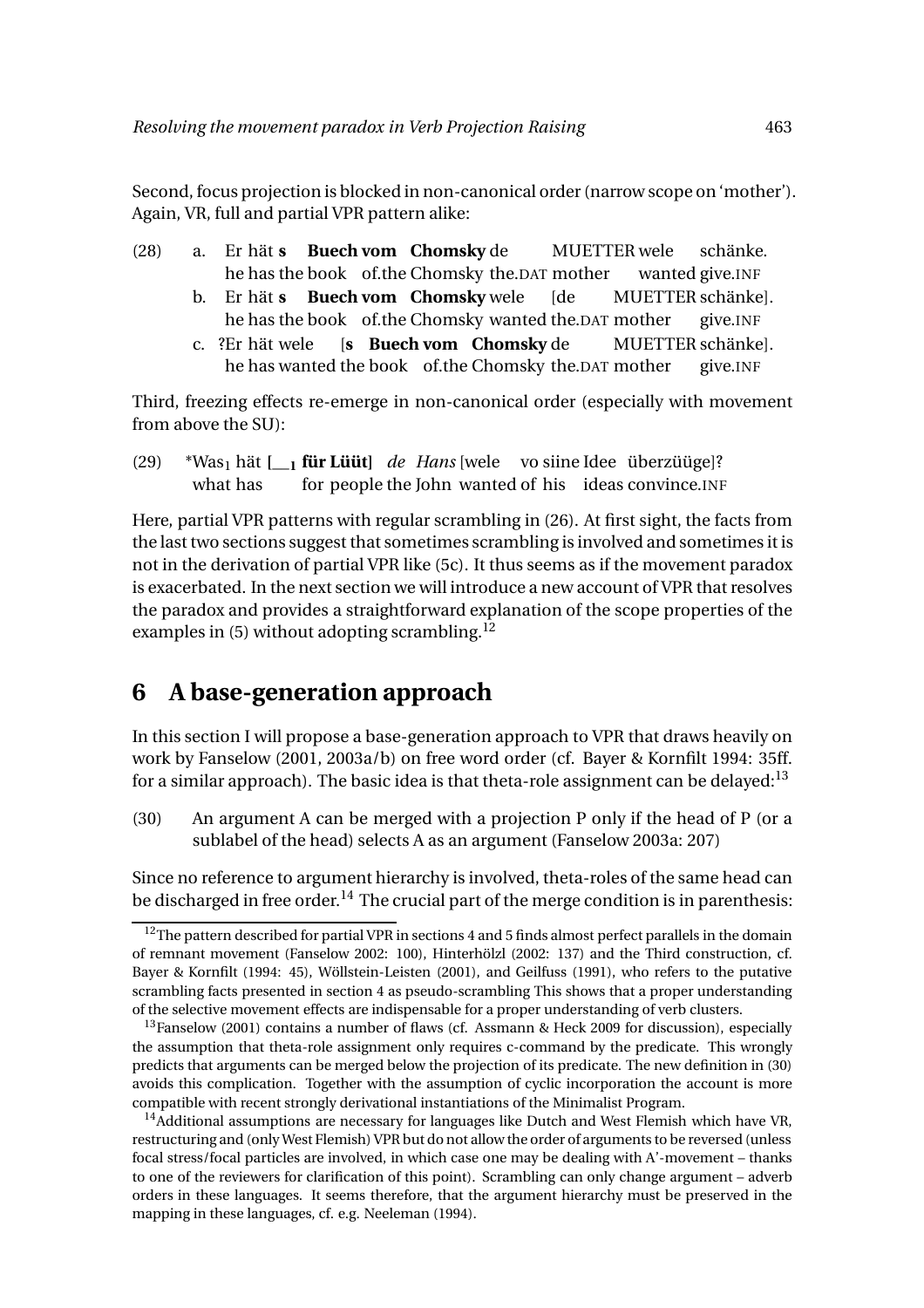Second, focus projection is blocked in non-canonical order (narrow scope on 'mother'). Again, VR, full and partial VPR pattern alike:

(28) a. Er hät **s Buech vom Chomsky** de MUETTER wele schänke.
he has the book of.the Chomsky the.DAT mother wanted give.INF

b. Er hät **s Buech vom Chomsky** wele [de MUETTER schänke].
he has the book of.the Chomsky wanted the.DAT mother give.INF

c. ?Er hät wele [**s Buech vom Chomsky** de MUETTER schänke].
he has wanted the book of.the Chomsky the.DAT mother give.INF

Third, freezing effects re-emerge in non-canonical order (especially with movement from above the SU):

(29) *Was$_1$ hät **[__$_1$ für Lüüt]** *de Hans* [wele vo siine Idee überzüüge]?
what has for people the John wanted of his ideas convince.INF

Here, partial VPR patterns with regular scrambling in (26). At first sight, the facts from the last two sections suggest that sometimes scrambling is involved and sometimes it is not in the derivation of partial VPR like (5c). It thus seems as if the movement paradox is exacerbated. In the next section we will introduce a new account of VPR that resolves the paradox and provides a straightforward explanation of the scope properties of the examples in (5) without adopting scrambling.[12]

## 6 A base-generation approach

In this section I will propose a base-generation approach to VPR that draws heavily on work by Fanselow (2001, 2003a/b) on free word order (cf. Bayer & Kornfilt 1994: 35ff. for a similar approach). The basic idea is that theta-role assignment can be delayed:[13]

(30) An argument A can be merged with a projection P only if the head of P (or a sublabel of the head) selects A as an argument (Fanselow 2003a: 207)

Since no reference to argument hierarchy is involved, theta-roles of the same head can be discharged in free order.[14] The crucial part of the merge condition is in parenthesis:

[12] The pattern described for partial VPR in sections 4 and 5 finds almost perfect parallels in the domain of remnant movement (Fanselow 2002: 100), Hinterhölzl (2002: 137) and the Third construction, cf. Bayer & Kornfilt (1994: 45), Wöllstein-Leisten (2001), and Geilfuss (1991), who refers to the putative scrambling facts presented in section 4 as pseudo-scrambling This shows that a proper understanding of the selective movement effects are indispensable for a proper understanding of verb clusters.

[13] Fanselow (2001) contains a number of flaws (cf. Assmann & Heck 2009 for discussion), especially the assumption that theta-role assignment only requires c-command by the predicate. This wrongly predicts that arguments can be merged below the projection of its predicate. The new definition in (30) avoids this complication. Together with the assumption of cyclic incorporation the account is more compatible with recent strongly derivational instantiations of the Minimalist Program.

[14] Additional assumptions are necessary for languages like Dutch and West Flemish which have VR, restructuring and (only West Flemish) VPR but do not allow the order of arguments to be reversed (unless focal stress/focal particles are involved, in which case one may be dealing with A'-movement – thanks to one of the reviewers for clarification of this point). Scrambling can only change argument – adverb orders in these languages. It seems therefore, that the argument hierarchy must be preserved in the mapping in these languages, cf. e.g. Neeleman (1994).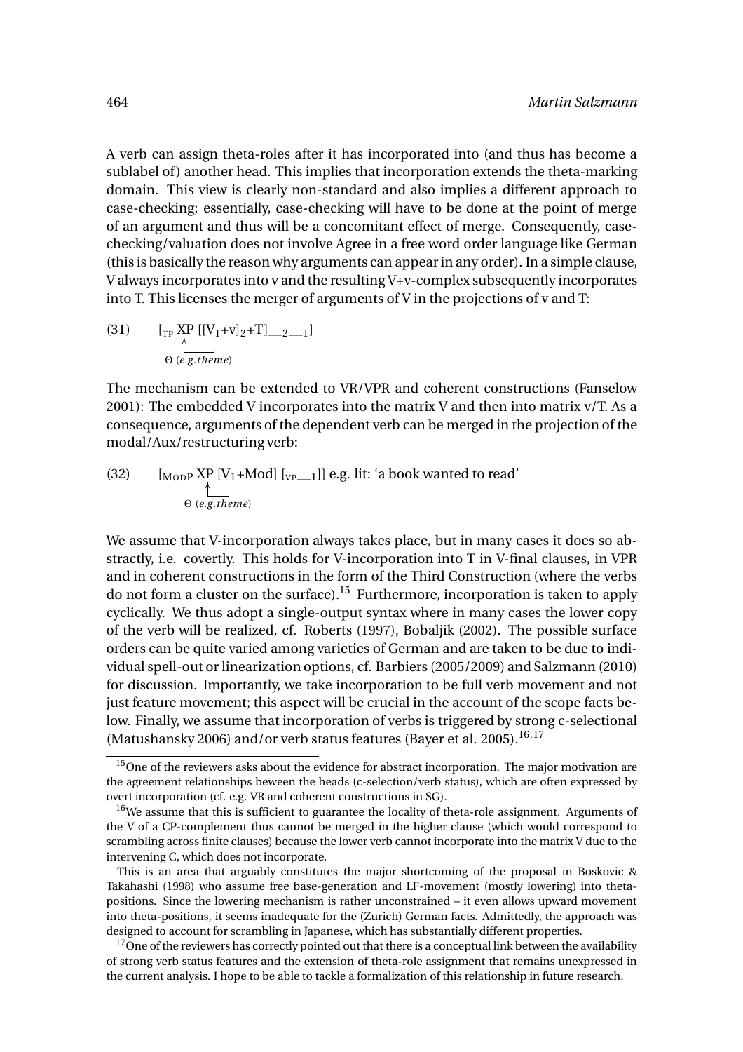A verb can assign theta-roles after it has incorporated into (and thus has become a sublabel of) another head. This implies that incorporation extends the theta-marking domain. This view is clearly non-standard and also implies a different approach to case-checking; essentially, case-checking will have to be done at the point of merge of an argument and thus will be a concomitant effect of merge. Consequently, case-checking/valuation does not involve Agree in a free word order language like German (this is basically the reason why arguments can appear in any order). In a simple clause, V always incorporates into v and the resulting V+v-complex subsequently incorporates into T. This licenses the merger of arguments of V in the projections of v and T:

(31) $[_{\text{TP}}$ XP $[[\text{V}_1\text{+v}]_2\text{+T}]\_\__2\_\__1]$
Θ (*e.g.theme*)

The mechanism can be extended to VR/VPR and coherent constructions (Fanselow 2001): The embedded V incorporates into the matrix V and then into matrix v/T. As a consequence, arguments of the dependent verb can be merged in the projection of the modal/Aux/restructuring verb:

(32) $[_{\text{MODP}}$ XP $[\text{V}_1\text{+Mod}]$ $[_{\text{VP}}\_\__1]]$ e.g. lit: 'a book wanted to read'
Θ (*e.g.theme*)

We assume that V-incorporation always takes place, but in many cases it does so abstractly, i.e. covertly. This holds for V-incorporation into T in V-final clauses, in VPR and in coherent constructions in the form of the Third Construction (where the verbs do not form a cluster on the surface).[15] Furthermore, incorporation is taken to apply cyclically. We thus adopt a single-output syntax where in many cases the lower copy of the verb will be realized, cf. Roberts (1997), Bobaljik (2002). The possible surface orders can be quite varied among varieties of German and are taken to be due to individual spell-out or linearization options, cf. Barbiers (2005/2009) and Salzmann (2010) for discussion. Importantly, we take incorporation to be full verb movement and not just feature movement; this aspect will be crucial in the account of the scope facts below. Finally, we assume that incorporation of verbs is triggered by strong c-selectional (Matushansky 2006) and/or verb status features (Bayer et al. 2005).[16,17]

[15] One of the reviewers asks about the evidence for abstract incorporation. The major motivation are the agreement relationships beween the heads (c-selection/verb status), which are often expressed by overt incorporation (cf. e.g. VR and coherent constructions in SG).

[16] We assume that this is sufficient to guarantee the locality of theta-role assignment. Arguments of the V of a CP-complement thus cannot be merged in the higher clause (which would correspond to scrambling across finite clauses) because the lower verb cannot incorporate into the matrix V due to the intervening C, which does not incorporate.

This is an area that arguably constitutes the major shortcoming of the proposal in Boskovic & Takahashi (1998) who assume free base-generation and LF-movement (mostly lowering) into theta-positions. Since the lowering mechanism is rather unconstrained – it even allows upward movement into theta-positions, it seems inadequate for the (Zurich) German facts. Admittedly, the approach was designed to account for scrambling in Japanese, which has substantially different properties.

[17] One of the reviewers has correctly pointed out that there is a conceptual link between the availability of strong verb status features and the extension of theta-role assignment that remains unexpressed in the current analysis. I hope to be able to tackle a formalization of this relationship in future research.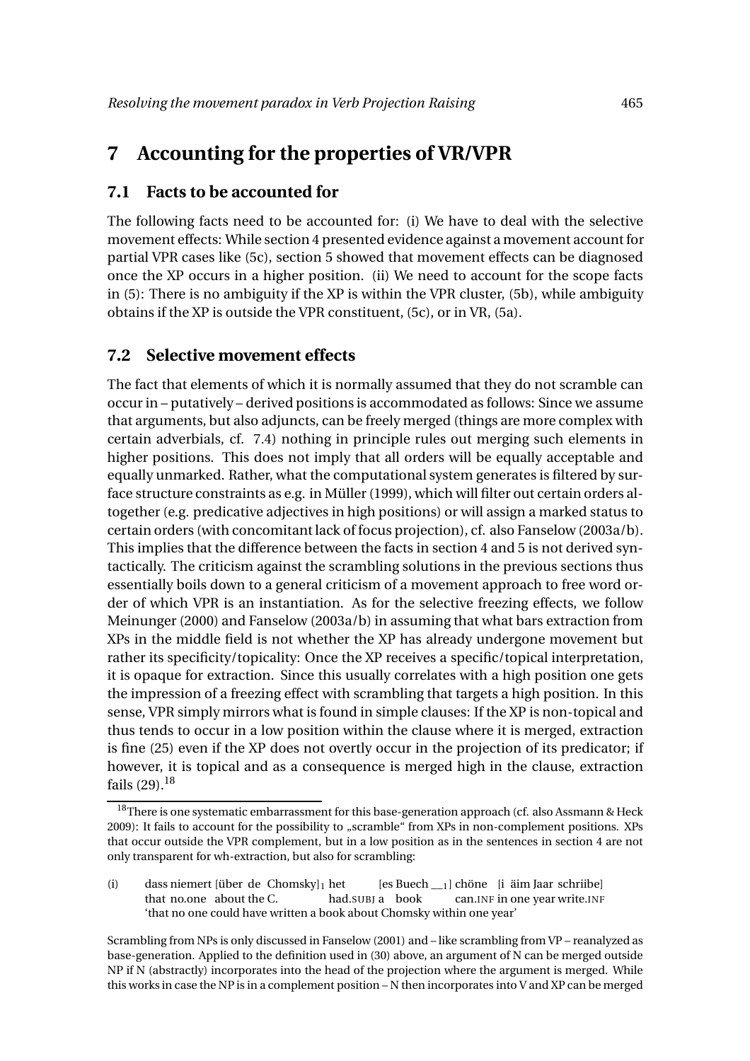# 7 Accounting for the properties of VR/VPR

## 7.1 Facts to be accounted for

The following facts need to be accounted for: (i) We have to deal with the selective movement effects: While section 4 presented evidence against a movement account for partial VPR cases like (5c), section 5 showed that movement effects can be diagnosed once the XP occurs in a higher position. (ii) We need to account for the scope facts in (5): There is no ambiguity if the XP is within the VPR cluster, (5b), while ambiguity obtains if the XP is outside the VPR constituent, (5c), or in VR, (5a).

## 7.2 Selective movement effects

The fact that elements of which it is normally assumed that they do not scramble can occur in – putatively – derived positions is accommodated as follows: Since we assume that arguments, but also adjuncts, can be freely merged (things are more complex with certain adverbials, cf. 7.4) nothing in principle rules out merging such elements in higher positions. This does not imply that all orders will be equally acceptable and equally unmarked. Rather, what the computational system generates is filtered by surface structure constraints as e.g. in Müller (1999), which will filter out certain orders altogether (e.g. predicative adjectives in high positions) or will assign a marked status to certain orders (with concomitant lack of focus projection), cf. also Fanselow (2003a/b). This implies that the difference between the facts in section 4 and 5 is not derived syntactically. The criticism against the scrambling solutions in the previous sections thus essentially boils down to a general criticism of a movement approach to free word order of which VPR is an instantiation. As for the selective freezing effects, we follow Meinunger (2000) and Fanselow (2003a/b) in assuming that what bars extraction from XPs in the middle field is not whether the XP has already undergone movement but rather its specificity/topicality: Once the XP receives a specific/topical interpretation, it is opaque for extraction. Since this usually correlates with a high position one gets the impression of a freezing effect with scrambling that targets a high position. In this sense, VPR simply mirrors what is found in simple clauses: If the XP is non-topical and thus tends to occur in a low position within the clause where it is merged, extraction is fine (25) even if the XP does not overtly occur in the projection of its predicator; if however, it is topical and as a consequence is merged high in the clause, extraction fails (29).[18]

---

[18] There is one systematic embarrassment for this base-generation approach (cf. also Assmann & Heck 2009): It fails to account for the possibility to „scramble" from XPs in non-complement positions. XPs that occur outside the VPR complement, but in a low position as in the sentences in section 4 are not only transparent for wh-extraction, but also for scrambling:

(i) dass niemert [über de Chomsky]$_1$ het [es Buech __$_1$] chöne [i äim Jaar schriibe]
that no.one about the C. had.SUBJ a book can.INF in one year write.INF
'that no one could have written a book about Chomsky within one year'

Scrambling from NPs is only discussed in Fanselow (2001) and – like scrambling from VP – reanalyzed as base-generation. Applied to the definition used in (30) above, an argument of N can be merged outside NP if N (abstractly) incorporates into the head of the projection where the argument is merged. While this works in case the NP is in a complement position – N then incorporates into V and XP can be merged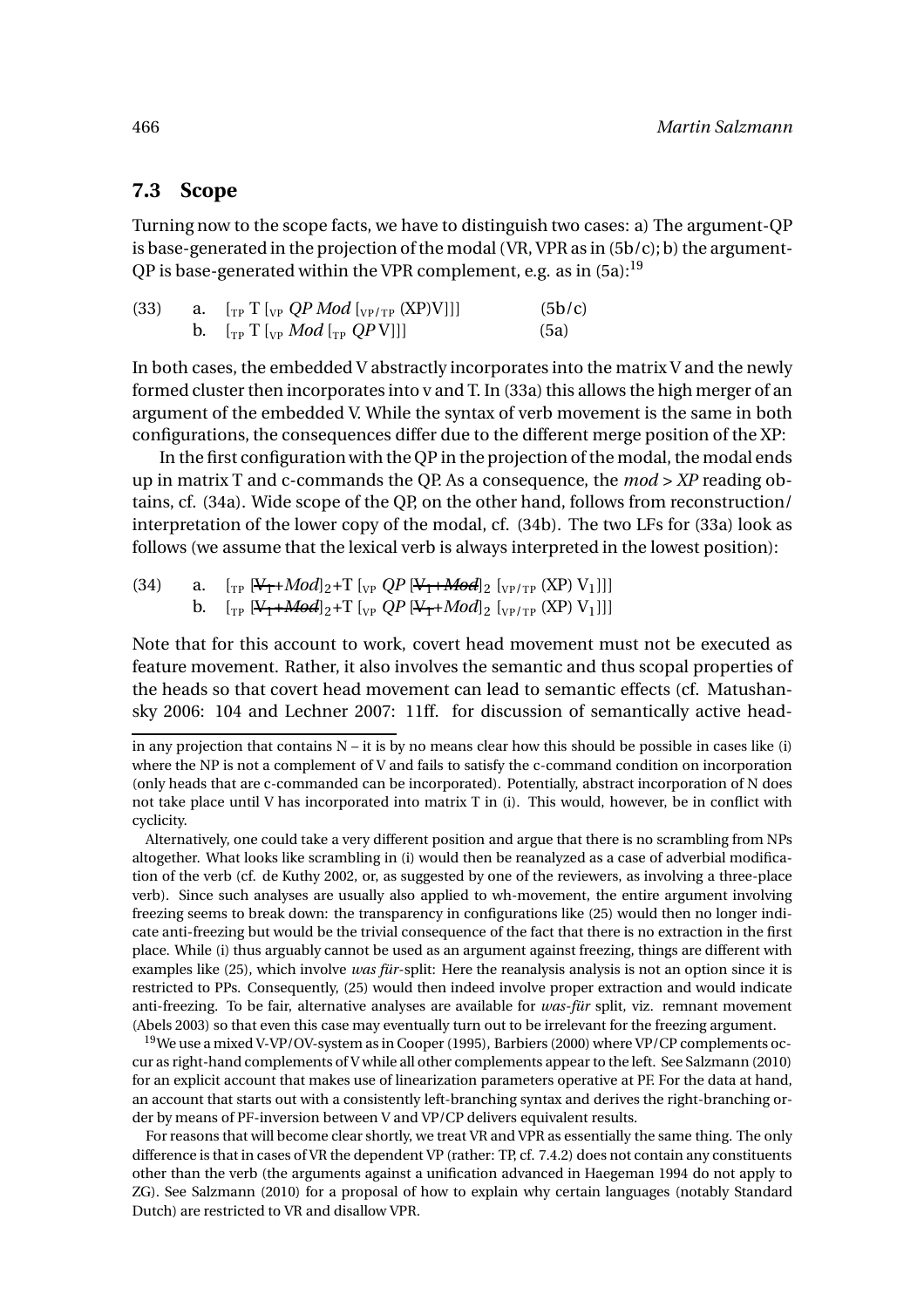### 7.3 Scope

Turning now to the scope facts, we have to distinguish two cases: a) The argument-QP is base-generated in the projection of the modal (VR, VPR as in (5b/c); b) the argument-QP is base-generated within the VPR complement, e.g. as in (5a):[19]

(33) a. [$_{\text{TP}}$ T [$_{\text{VP}}$ *QP Mod* [$_{\text{VP/TP}}$ (XP)V]]] (5b/c)
b. [$_{\text{TP}}$ T [$_{\text{VP}}$ *Mod* [$_{\text{TP}}$ *QP* V]]] (5a)

In both cases, the embedded V abstractly incorporates into the matrix V and the newly formed cluster then incorporates into v and T. In (33a) this allows the high merger of an argument of the embedded V. While the syntax of verb movement is the same in both configurations, the consequences differ due to the different merge position of the XP:

In the first configuration with the QP in the projection of the modal, the modal ends up in matrix T and c-commands the QP. As a consequence, the *mod > XP* reading obtains, cf. (34a). Wide scope of the QP, on the other hand, follows from reconstruction/interpretation of the lower copy of the modal, cf. (34b). The two LFs for (33a) look as follows (we assume that the lexical verb is always interpreted in the lowest position):

(34) a. [$_{\text{TP}}$ [~~$V_1$~~+*Mod*]$_2$+T [$_{\text{VP}}$ *QP* [~~$V_1$+*Mod*~~]$_2$ [$_{\text{VP/TP}}$ (XP) $V_1$]]]
b. [$_{\text{TP}}$ [~~$V_1$+*Mod*~~]$_2$+T [$_{\text{VP}}$ *QP* [~~$V_1$~~+*Mod*]$_2$ [$_{\text{VP/TP}}$ (XP) $V_1$]]]

Note that for this account to work, covert head movement must not be executed as feature movement. Rather, it also involves the semantic and thus scopal properties of the heads so that covert head movement can lead to semantic effects (cf. Matushansky 2006: 104 and Lechner 2007: 11ff. for discussion of semantically active head-

---

in any projection that contains N – it is by no means clear how this should be possible in cases like (i) where the NP is not a complement of V and fails to satisfy the c-command condition on incorporation (only heads that are c-commanded can be incorporated). Potentially, abstract incorporation of N does not take place until V has incorporated into matrix T in (i). This would, however, be in conflict with cyclicity.

Alternatively, one could take a very different position and argue that there is no scrambling from NPs altogether. What looks like scrambling in (i) would then be reanalyzed as a case of adverbial modification of the verb (cf. de Kuthy 2002, or, as suggested by one of the reviewers, as involving a three-place verb). Since such analyses are usually also applied to wh-movement, the entire argument involving freezing seems to break down: the transparency in configurations like (25) would then no longer indicate anti-freezing but would be the trivial consequence of the fact that there is no extraction in the first place. While (i) thus arguably cannot be used as an argument against freezing, things are different with examples like (25), which involve *was für*-split: Here the reanalysis analysis is not an option since it is restricted to PPs. Consequently, (25) would then indeed involve proper extraction and would indicate anti-freezing. To be fair, alternative analyses are available for *was-für* split, viz. remnant movement (Abels 2003) so that even this case may eventually turn out to be irrelevant for the freezing argument.

[19] We use a mixed V-VP/OV-system as in Cooper (1995), Barbiers (2000) where VP/CP complements occur as right-hand complements of V while all other complements appear to the left. See Salzmann (2010) for an explicit account that makes use of linearization parameters operative at PF. For the data at hand, an account that starts out with a consistently left-branching syntax and derives the right-branching order by means of PF-inversion between V and VP/CP delivers equivalent results.

For reasons that will become clear shortly, we treat VR and VPR as essentially the same thing. The only difference is that in cases of VR the dependent VP (rather: TP, cf. 7.4.2) does not contain any constituents other than the verb (the arguments against a unification advanced in Haegeman 1994 do not apply to ZG). See Salzmann (2010) for a proposal of how to explain why certain languages (notably Standard Dutch) are restricted to VR and disallow VPR.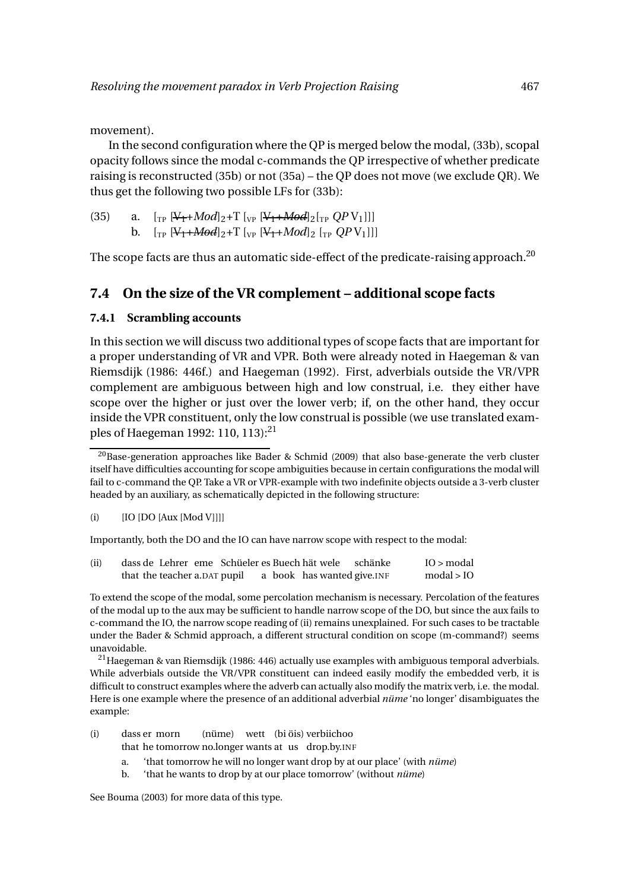movement).

In the second configuration where the QP is merged below the modal, (33b), scopal opacity follows since the modal c-commands the QP irrespective of whether predicate raising is reconstructed (35b) or not (35a) – the QP does not move (we exclude QR). We thus get the following two possible LFs for (33b):

(35) a. $[_{TP}$ $[$~~V~~$_1$+*Mod*$]_2$+T $[_{VP}$ $[$~~V~~$_1$+~~*Mod*~~$]_2$ $[_{TP}$ *QP* $V_1]]]$
b. $[_{TP}$ $[$~~V~~$_1$+~~*Mod*~~$]_2$+T $[_{VP}$ $[$~~V~~$_1$+*Mod*$]_2$ $[_{TP}$ *QP* $V_1]]]$

The scope facts are thus an automatic side-effect of the predicate-raising approach.[20]

## 7.4 On the size of the VR complement – additional scope facts

### 7.4.1 Scrambling accounts

In this section we will discuss two additional types of scope facts that are important for a proper understanding of VR and VPR. Both were already noted in Haegeman & van Riemsdijk (1986: 446f.) and Haegeman (1992). First, adverbials outside the VR/VPR complement are ambiguous between high and low construal, i.e. they either have scope over the higher or just over the lower verb; if, on the other hand, they occur inside the VPR constituent, only the low construal is possible (we use translated examples of Haegeman 1992: 110, 113):[21]

---

[20] Base-generation approaches like Bader & Schmid (2009) that also base-generate the verb cluster itself have difficulties accounting for scope ambiguities because in certain configurations the modal will fail to c-command the QP. Take a VR or VPR-example with two indefinite objects outside a 3-verb cluster headed by an auxiliary, as schematically depicted in the following structure:

(i) [IO [DO [Aux [Mod V]]]]

Importantly, both the DO and the IO can have narrow scope with respect to the modal:

(ii) dass de Lehrer eme Schüeler es Buech hät wele schänke  IO > modal
that the teacher a.DAT pupil a book has wanted give.INF  modal > IO

To extend the scope of the modal, some percolation mechanism is necessary. Percolation of the features of the modal up to the aux may be sufficient to handle narrow scope of the DO, but since the aux fails to c-command the IO, the narrow scope reading of (ii) remains unexplained. For such cases to be tractable under the Bader & Schmid approach, a different structural condition on scope (m-command?) seems unavoidable.

[21] Haegeman & van Riemsdijk (1986: 446) actually use examples with ambiguous temporal adverbials. While adverbials outside the VR/VPR constituent can indeed easily modify the embedded verb, it is difficult to construct examples where the adverb can actually also modify the matrix verb, i.e. the modal. Here is one example where the presence of an additional adverbial *nüme* 'no longer' disambiguates the example:

(i) dass er morn (nüme) wett (bi öis) verbiichoo
that he tomorrow no.longer wants at us drop.by.INF
a. 'that tomorrow he will no longer want drop by at our place' (with *nüme*)
b. 'that he wants to drop by at our place tomorrow' (without *nüme*)

See Bouma (2003) for more data of this type.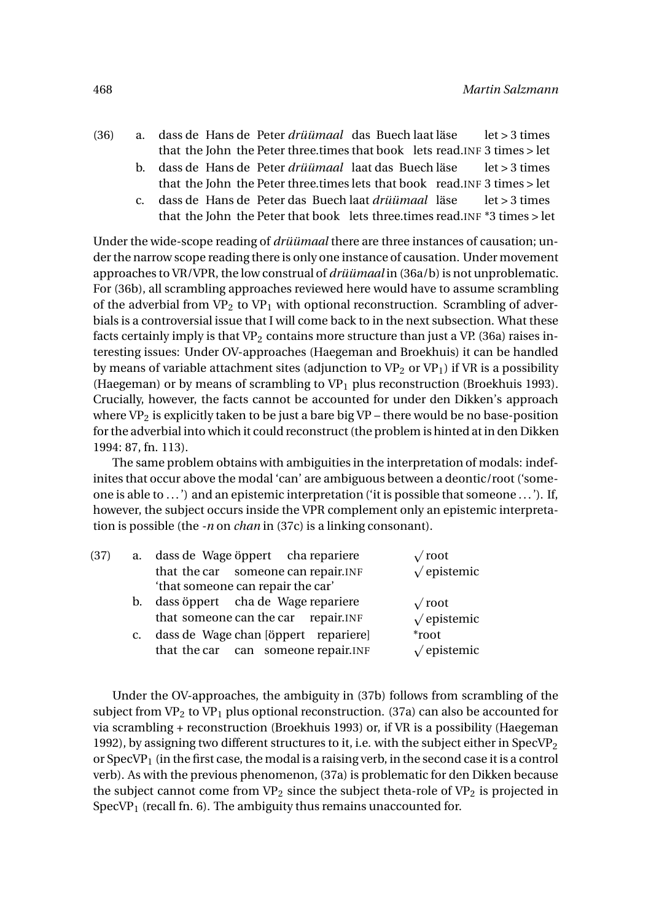(36) a. dass de Hans de Peter *drüümaal* das Buech laat läse  let > 3 times
that the John the Peter three.times that book lets read.INF 3 times > let

b. dass de Hans de Peter *drüümaal* laat das Buech läse  let > 3 times
that the John the Peter three.times lets that book read.INF 3 times > let

c. dass de Hans de Peter das Buech laat *drüümaal* läse  let > 3 times
that the John the Peter that book lets three.times read.INF *3 times > let

Under the wide-scope reading of *drüümaal* there are three instances of causation; under the narrow scope reading there is only one instance of causation. Under movement approaches to VR/VPR, the low construal of *drüümaal* in (36a/b) is not unproblematic. For (36b), all scrambling approaches reviewed here would have to assume scrambling of the adverbial from $VP_2$ to $VP_1$ with optional reconstruction. Scrambling of adverbials is a controversial issue that I will come back to in the next subsection. What these facts certainly imply is that $VP_2$ contains more structure than just a VP. (36a) raises interesting issues: Under OV-approaches (Haegeman and Broekhuis) it can be handled by means of variable attachment sites (adjunction to $VP_2$ or $VP_1$) if VR is a possibility (Haegeman) or by means of scrambling to $VP_1$ plus reconstruction (Broekhuis 1993). Crucially, however, the facts cannot be accounted for under den Dikken's approach where $VP_2$ is explicitly taken to be just a bare big VP – there would be no base-position for the adverbial into which it could reconstruct (the problem is hinted at in den Dikken 1994: 87, fn. 113).

The same problem obtains with ambiguities in the interpretation of modals: indefinites that occur above the modal 'can' are ambiguous between a deontic/root ('someone is able to ...') and an epistemic interpretation ('it is possible that someone ...'). If, however, the subject occurs inside the VPR complement only an epistemic interpretation is possible (the *-n* on *chan* in (37c) is a linking consonant).

(37) a. dass de Wage öppert cha repariere  √root
that the car someone can repair.INF  √epistemic
'that someone can repair the car'

b. dass öppert cha de Wage repariere  √root
that someone can the car repair.INF  √epistemic

c. dass de Wage chan [öppert repariere]  *root
that the car can someone repair.INF  √epistemic

Under the OV-approaches, the ambiguity in (37b) follows from scrambling of the subject from $VP_2$ to $VP_1$ plus optional reconstruction. (37a) can also be accounted for via scrambling + reconstruction (Broekhuis 1993) or, if VR is a possibility (Haegeman 1992), by assigning two different structures to it, i.e. with the subject either in Spec$VP_2$ or Spec$VP_1$ (in the first case, the modal is a raising verb, in the second case it is a control verb). As with the previous phenomenon, (37a) is problematic for den Dikken because the subject cannot come from $VP_2$ since the subject theta-role of $VP_2$ is projected in Spec$VP_1$ (recall fn. 6). The ambiguity thus remains unaccounted for.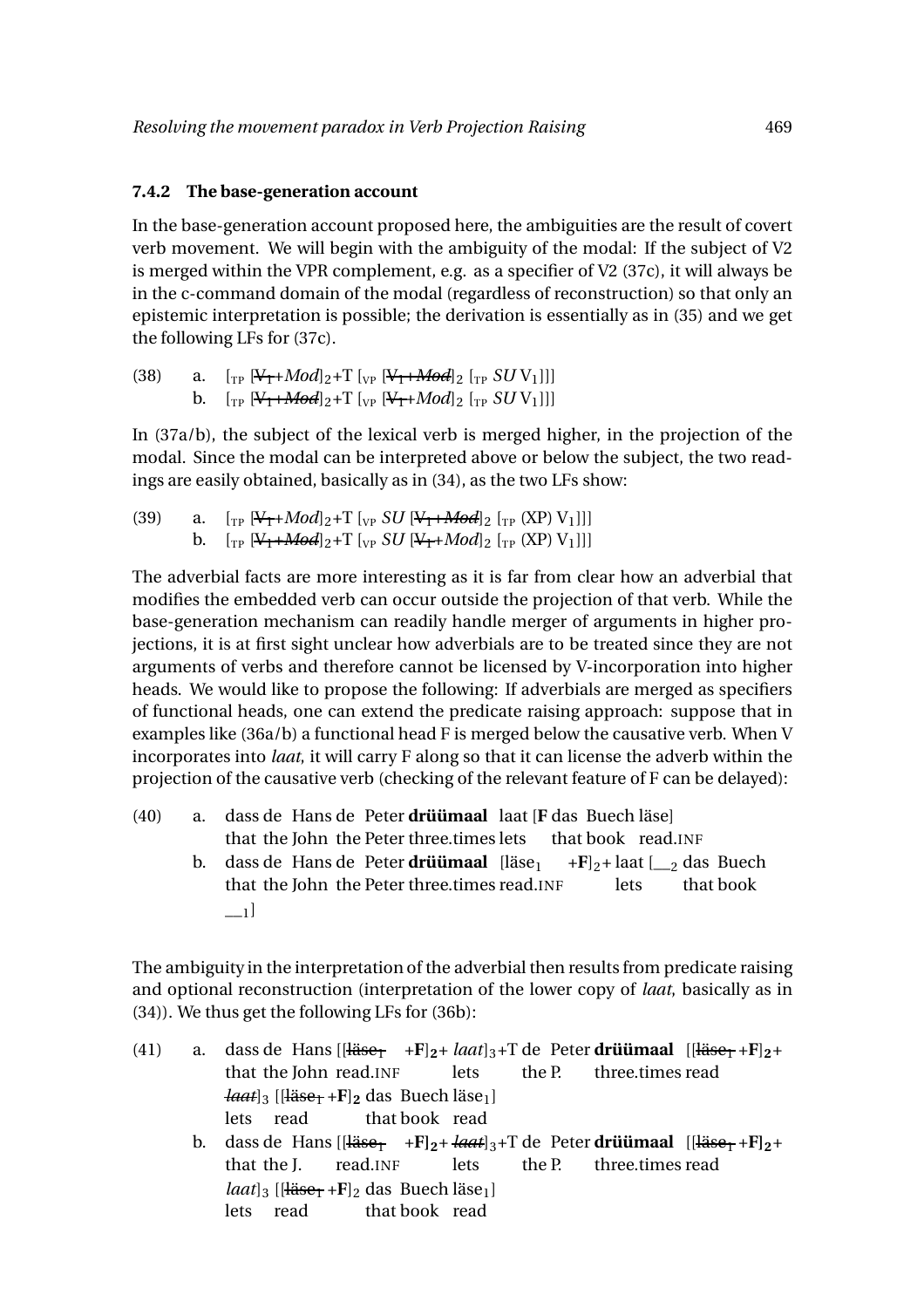### 7.4.2 The base-generation account

In the base-generation account proposed here, the ambiguities are the result of covert verb movement. We will begin with the ambiguity of the modal: If the subject of V2 is merged within the VPR complement, e.g. as a specifier of V2 (37c), it will always be in the c-command domain of the modal (regardless of reconstruction) so that only an epistemic interpretation is possible; the derivation is essentially as in (35) and we get the following LFs for (37c).

(38) a. [$_{\text{TP}}$ [~~V$_1$~~+*Mod*]$_2$+T [$_{\text{VP}}$ [~~V$_1$+*Mod*~~]$_2$ [$_{\text{TP}}$ *SU* V$_1$]]]
b. [$_{\text{TP}}$ [~~V$_1$+*Mod*~~]$_2$+T [$_{\text{VP}}$ [~~V$_1$~~+*Mod*]$_2$ [$_{\text{TP}}$ *SU* V$_1$]]]

In (37a/b), the subject of the lexical verb is merged higher, in the projection of the modal. Since the modal can be interpreted above or below the subject, the two readings are easily obtained, basically as in (34), as the two LFs show:

(39) a. [$_{\text{TP}}$ [~~V$_1$~~+*Mod*]$_2$+T [$_{\text{VP}}$ *SU* [~~V$_1$+*Mod*~~]$_2$ [$_{\text{TP}}$ (XP) V$_1$]]]
b. [$_{\text{TP}}$ [~~V$_1$+*Mod*~~]$_2$+T [$_{\text{VP}}$ *SU* [~~V$_1$~~+*Mod*]$_2$ [$_{\text{TP}}$ (XP) V$_1$]]]

The adverbial facts are more interesting as it is far from clear how an adverbial that modifies the embedded verb can occur outside the projection of that verb. While the base-generation mechanism can readily handle merger of arguments in higher projections, it is at first sight unclear how adverbials are to be treated since they are not arguments of verbs and therefore cannot be licensed by V-incorporation into higher heads. We would like to propose the following: If adverbials are merged as specifiers of functional heads, one can extend the predicate raising approach: suppose that in examples like (36a/b) a functional head F is merged below the causative verb. When V incorporates into *laat*, it will carry F along so that it can license the adverb within the projection of the causative verb (checking of the relevant feature of F can be delayed):

(40) a. dass de Hans de Peter **drüümaal** laat [**F** das Buech läse]
that the John the Peter three.times lets that book read.INF
b. dass de Hans de Peter **drüümaal** [läse$_1$ +**F**]$_2$+ laat [__$_2$ das Buech __$_1$]
that the John the Peter three.times read.INF lets that book

The ambiguity in the interpretation of the adverbial then results from predicate raising and optional reconstruction (interpretation of the lower copy of *laat*, basically as in (34)). We thus get the following LFs for (36b):

(41) a. dass de Hans [[~~läse$_1$~~ +**F**]$_2$+ *laat*]$_3$+T de Peter **drüümaal** [[~~läse$_1$~~ +**F**]$_2$+ ~~*laat*~~]$_3$ [[~~läse$_1$~~ +**F**]$_2$ das Buech läse$_1$]
that the John read.INF lets the P. three.times read lets read that book read
b. dass de Hans [[~~läse$_1$~~ +**F**]$_2$+ ~~*laat*~~]$_3$+T de Peter **drüümaal** [[~~läse$_1$~~ +**F**]$_2$+ *laat*]$_3$ [[~~läse$_1$~~ +**F**]$_2$ das Buech läse$_1$]
that the J. read.INF lets the P. three.times read lets read that book read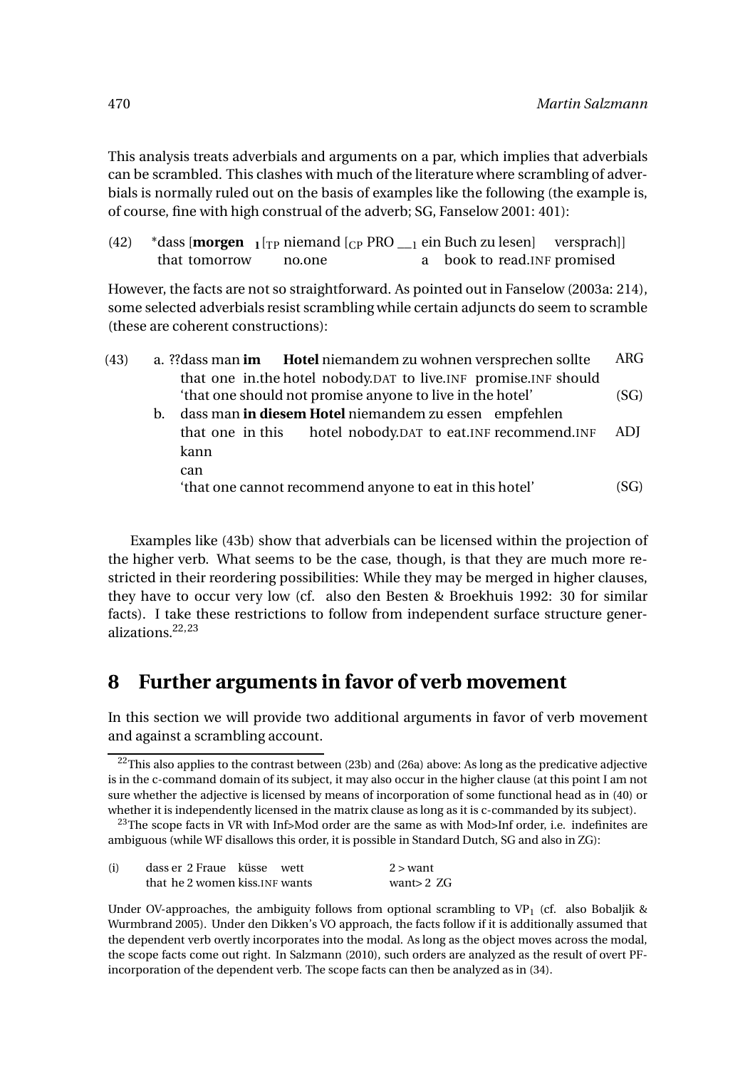This analysis treats adverbials and arguments on a par, which implies that adverbials can be scrambled. This clashes with much of the literature where scrambling of adverbials is normally ruled out on the basis of examples like the following (the example is, of course, fine with high construal of the adverb; SG, Fanselow 2001: 401):

(42) *dass [**morgen** $_1$[$_{TP}$ niemand [$_{CP}$ PRO __$_1$ ein Buch zu lesen] versprach]]
     that tomorrow no.one a book to read.INF promised

However, the facts are not so straightforward. As pointed out in Fanselow (2003a: 214), some selected adverbials resist scrambling while certain adjuncts do seem to scramble (these are coherent constructions):

(43) a. ??dass man **im Hotel** niemandem zu wohnen versprechen sollte — ARG
        that one in.the hotel nobody.DAT to live.INF promise.INF should
        'that one should not promise anyone to live in the hotel' (SG)
     b. dass man **in diesem Hotel** niemandem zu essen empfehlen kann — ADJ
        that one in this hotel nobody.DAT to eat.INF recommend.INF can
        'that one cannot recommend anyone to eat in this hotel' (SG)

Examples like (43b) show that adverbials can be licensed within the projection of the higher verb. What seems to be the case, though, is that they are much more restricted in their reordering possibilities: While they may be merged in higher clauses, they have to occur very low (cf. also den Besten & Broekhuis 1992: 30 for similar facts). I take these restrictions to follow from independent surface structure generalizations.[22,23]

## 8 Further arguments in favor of verb movement

In this section we will provide two additional arguments in favor of verb movement and against a scrambling account.

---

[22] This also applies to the contrast between (23b) and (26a) above: As long as the predicative adjective is in the c-command domain of its subject, it may also occur in the higher clause (at this point I am not sure whether the adjective is licensed by means of incorporation of some functional head as in (40) or whether it is independently licensed in the matrix clause as long as it is c-commanded by its subject).

[23] The scope facts in VR with Inf>Mod order are the same as with Mod>Inf order, i.e. indefinites are ambiguous (while WF disallows this order, it is possible in Standard Dutch, SG and also in ZG):

(i) dass er 2 Fraue küsse wett — 2 > want
    that he 2 women kiss.INF wants — want > 2 ZG

Under OV-approaches, the ambiguity follows from optional scrambling to VP$_1$ (cf. also Bobaljik & Wurmbrand 2005). Under den Dikken's VO approach, the facts follow if it is additionally assumed that the dependent verb overtly incorporates into the modal. As long as the object moves across the modal, the scope facts come out right. In Salzmann (2010), such orders are analyzed as the result of overt PF-incorporation of the dependent verb. The scope facts can then be analyzed as in (34).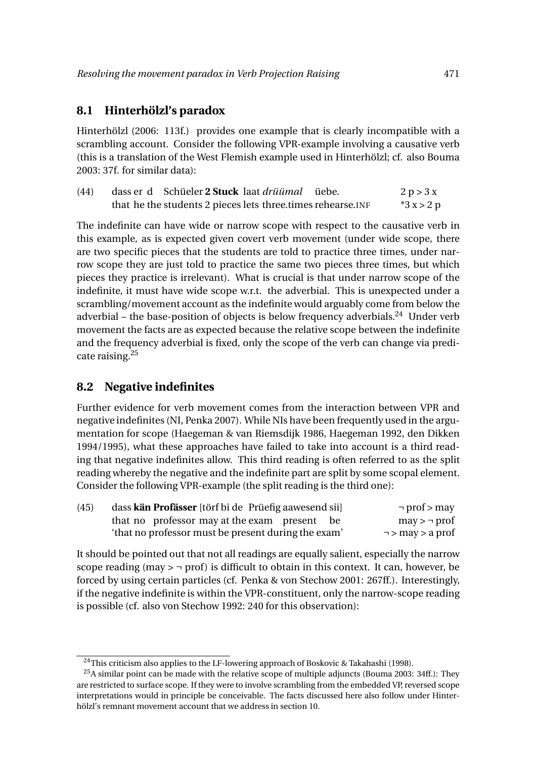## 8.1 Hinterhölzl's paradox

Hinterhölzl (2006: 113f.) provides one example that is clearly incompatible with a scrambling account. Consider the following VPR-example involving a causative verb (this is a translation of the West Flemish example used in Hinterhölzl; cf. also Bouma 2003: 37f. for similar data):

(44) dass er d Schüeler **2 Stuck** laat *drüümal* üebe. 2 p > 3 x
that he the students 2 pieces lets three.times rehearse.INF *3 x > 2 p

The indefinite can have wide or narrow scope with respect to the causative verb in this example, as is expected given covert verb movement (under wide scope, there are two specific pieces that the students are told to practice three times, under narrow scope they are just told to practice the same two pieces three times, but which pieces they practice is irrelevant). What is crucial is that under narrow scope of the indefinite, it must have wide scope w.r.t. the adverbial. This is unexpected under a scrambling/movement account as the indefinite would arguably come from below the adverbial – the base-position of objects is below frequency adverbials.[24] Under verb movement the facts are as expected because the relative scope between the indefinite and the frequency adverbial is fixed, only the scope of the verb can change via predicate raising.[25]

## 8.2 Negative indefinites

Further evidence for verb movement comes from the interaction between VPR and negative indefinites (NI, Penka 2007). While NIs have been frequently used in the argumentation for scope (Haegeman & van Riemsdijk 1986, Haegeman 1992, den Dikken 1994/1995), what these approaches have failed to take into account is a third reading that negative indefinites allow. This third reading is often referred to as the split reading whereby the negative and the indefinite part are split by some scopal element. Consider the following VPR-example (the split reading is the third one):

(45) dass **kän Profässer** [törf bi de Prüefig aawesend sii] ¬ prof > may
that no professor may at the exam present be may > ¬ prof
'that no professor must be present during the exam' ¬ > may > a prof

It should be pointed out that not all readings are equally salient, especially the narrow scope reading (may > ¬ prof) is difficult to obtain in this context. It can, however, be forced by using certain particles (cf. Penka & von Stechow 2001: 267ff.). Interestingly, if the negative indefinite is within the VPR-constituent, only the narrow-scope reading is possible (cf. also von Stechow 1992: 240 for this observation):

---

[24] This criticism also applies to the LF-lowering approach of Boskovic & Takahashi (1998).

[25] A similar point can be made with the relative scope of multiple adjuncts (Bouma 2003: 34ff.): They are restricted to surface scope. If they were to involve scrambling from the embedded VP, reversed scope interpretations would in principle be conceivable. The facts discussed here also follow under Hinterhölzl's remnant movement account that we address in section 10.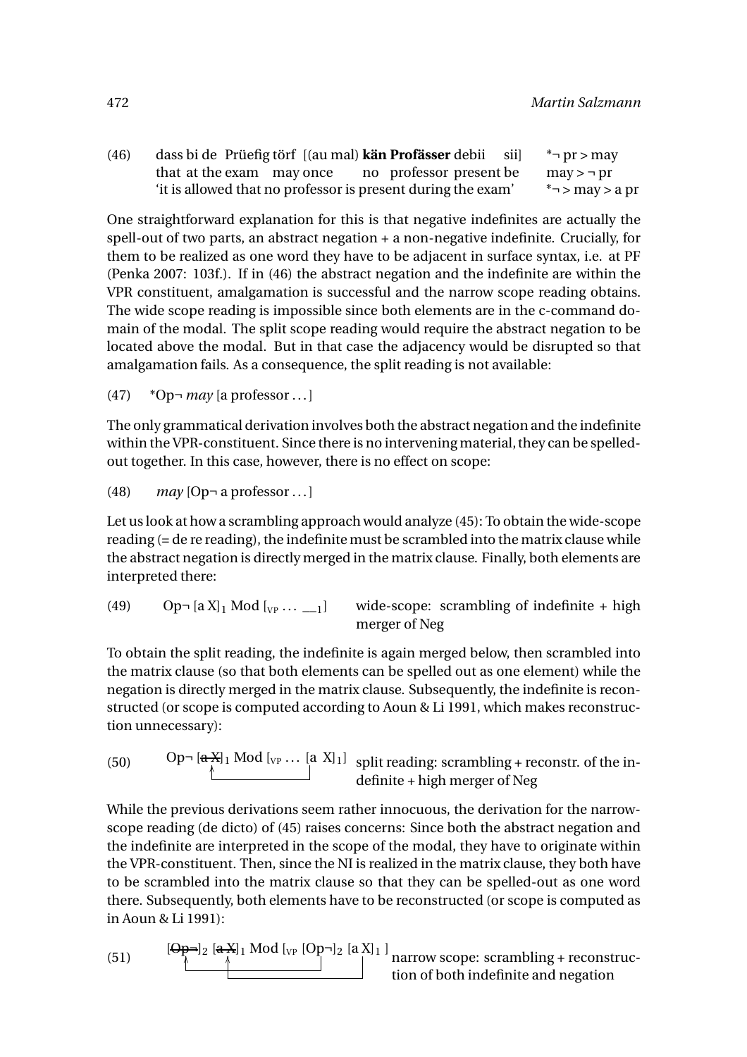(46) dass bi de Prüefig törf [(au mal) **kän Profässer** debii sii]
that at the exam may once no professor present be
'it is allowed that no professor is present during the exam'

*¬ pr > may
may > ¬ pr
*¬ > may > a pr

One straightforward explanation for this is that negative indefinites are actually the spell-out of two parts, an abstract negation + a non-negative indefinite. Crucially, for them to be realized as one word they have to be adjacent in surface syntax, i.e. at PF (Penka 2007: 103f.). If in (46) the abstract negation and the indefinite are within the VPR constituent, amalgamation is successful and the narrow scope reading obtains. The wide scope reading is impossible since both elements are in the c-command domain of the modal. The split scope reading would require the abstract negation to be located above the modal. But in that case the adjacency would be disrupted so that amalgamation fails. As a consequence, the split reading is not available:

(47) *Op¬ *may* [a professor ...]

The only grammatical derivation involves both the abstract negation and the indefinite within the VPR-constituent. Since there is no intervening material, they can be spelled-out together. In this case, however, there is no effect on scope:

(48) *may* [Op¬ a professor ...]

Let us look at how a scrambling approach would analyze (45): To obtain the wide-scope reading (= de re reading), the indefinite must be scrambled into the matrix clause while the abstract negation is directly merged in the matrix clause. Finally, both elements are interpreted there:

(49) Op¬ $[\text{a X}]_1$ Mod $[_{\text{VP}} \ldots \_\__1]$ — wide-scope: scrambling of indefinite + high merger of Neg

To obtain the split reading, the indefinite is again merged below, then scrambled into the matrix clause (so that both elements can be spelled out as one element) while the negation is directly merged in the matrix clause. Subsequently, the indefinite is reconstructed (or scope is computed according to Aoun & Li 1991, which makes reconstruction unnecessary):

(50) Op¬ $[\text{~~a X~~}]_1$ Mod $[_{\text{VP}} \ldots [\text{a X}]_1]$ — split reading: scrambling + reconstr. of the indefinite + high merger of Neg

While the previous derivations seem rather innocuous, the derivation for the narrow-scope reading (de dicto) of (45) raises concerns: Since both the abstract negation and the indefinite are interpreted in the scope of the modal, they have to originate within the VPR-constituent. Then, since the NI is realized in the matrix clause, they both have to be scrambled into the matrix clause so that they can be spelled-out as one word there. Subsequently, both elements have to be reconstructed (or scope is computed as in Aoun & Li 1991):

(51) $[\text{~~Op¬~~}]_2$ $[\text{~~a X~~}]_1$ Mod $[_{\text{VP}} [\text{Op¬}]_2 [\text{a X}]_1 ]$ — narrow scope: scrambling + reconstruction of both indefinite and negation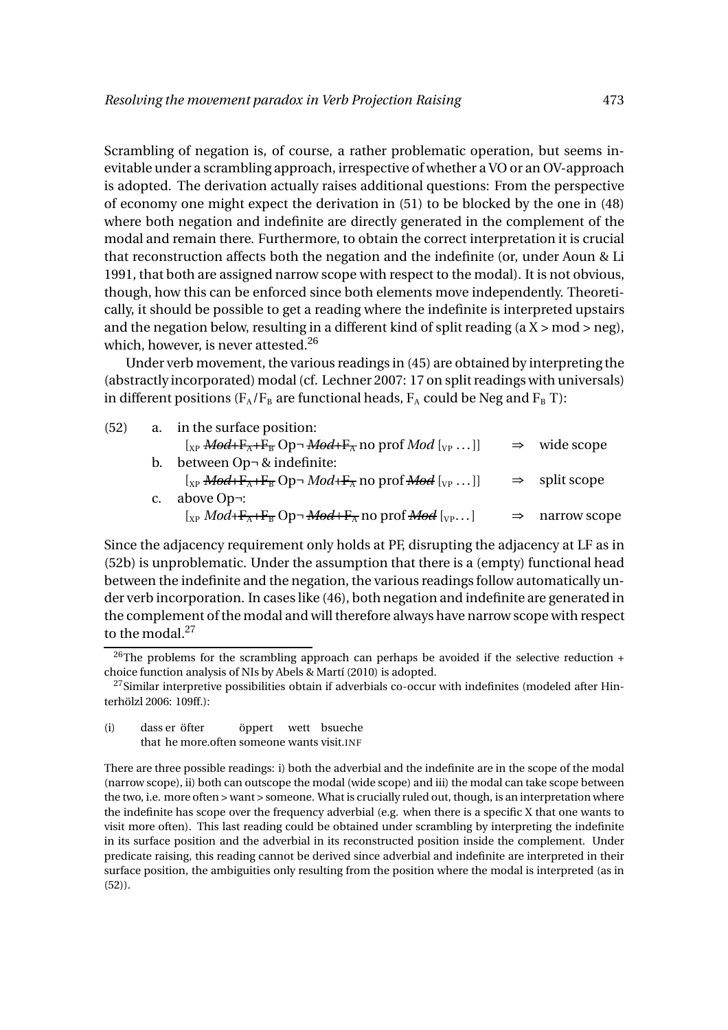Scrambling of negation is, of course, a rather problematic operation, but seems inevitable under a scrambling approach, irrespective of whether a VO or an OV-approach is adopted. The derivation actually raises additional questions: From the perspective of economy one might expect the derivation in (51) to be blocked by the one in (48) where both negation and indefinite are directly generated in the complement of the modal and remain there. Furthermore, to obtain the correct interpretation it is crucial that reconstruction affects both the negation and the indefinite (or, under Aoun & Li 1991, that both are assigned narrow scope with respect to the modal). It is not obvious, though, how this can be enforced since both elements move independently. Theoretically, it should be possible to get a reading where the indefinite is interpreted upstairs and the negation below, resulting in a different kind of split reading (a X > mod > neg), which, however, is never attested.[26]

Under verb movement, the various readings in (45) are obtained by interpreting the (abstractly incorporated) modal (cf. Lechner 2007: 17 on split readings with universals) in different positions ($F_A/F_B$ are functional heads, $F_A$ could be Neg and $F_B$ T):

(52) a. in the surface position:
  [$_{XP}$ ~~*Mod*+F$_A$+F$_B$~~ Op¬ ~~*Mod*+F$_A$~~ no prof *Mod* [$_{VP}$ ...]] ⇒ wide scope

 b. between Op¬ & indefinite:
  [$_{XP}$ ~~*Mod*+F$_A$+F$_B$~~ Op¬ *Mod*+~~F$_A$~~ no prof ~~*Mod*~~ [$_{VP}$ ...]] ⇒ split scope

 c. above Op¬:
  [$_{XP}$ *Mod*+~~F$_A$~~+F$_B$ Op¬ ~~*Mod*+F$_A$~~ no prof ~~*Mod*~~ [$_{VP}$...] ⇒ narrow scope

Since the adjacency requirement only holds at PF, disrupting the adjacency at LF as in (52b) is unproblematic. Under the assumption that there is a (empty) functional head between the indefinite and the negation, the various readings follow automatically under verb incorporation. In cases like (46), both negation and indefinite are generated in the complement of the modal and will therefore always have narrow scope with respect to the modal.[27]

---

[26] The problems for the scrambling approach can perhaps be avoided if the selective reduction + choice function analysis of NIs by Abels & Martí (2010) is adopted.

[27] Similar interpretive possibilities obtain if adverbials co-occur with indefinites (modeled after Hinterhölzl 2006: 109ff.):

(i) dass er öfter öppert wett bsueche
 that he more.often someone wants visit.INF

There are three possible readings: i) both the adverbial and the indefinite are in the scope of the modal (narrow scope), ii) both can outscope the modal (wide scope) and iii) the modal can take scope between the two, i.e. more often > want > someone. What is crucially ruled out, though, is an interpretation where the indefinite has scope over the frequency adverbial (e.g. when there is a specific X that one wants to visit more often). This last reading could be obtained under scrambling by interpreting the indefinite in its surface position and the adverbial in its reconstructed position inside the complement. Under predicate raising, this reading cannot be derived since adverbial and indefinite are interpreted in their surface position, the ambiguities only resulting from the position where the modal is interpreted (as in (52)).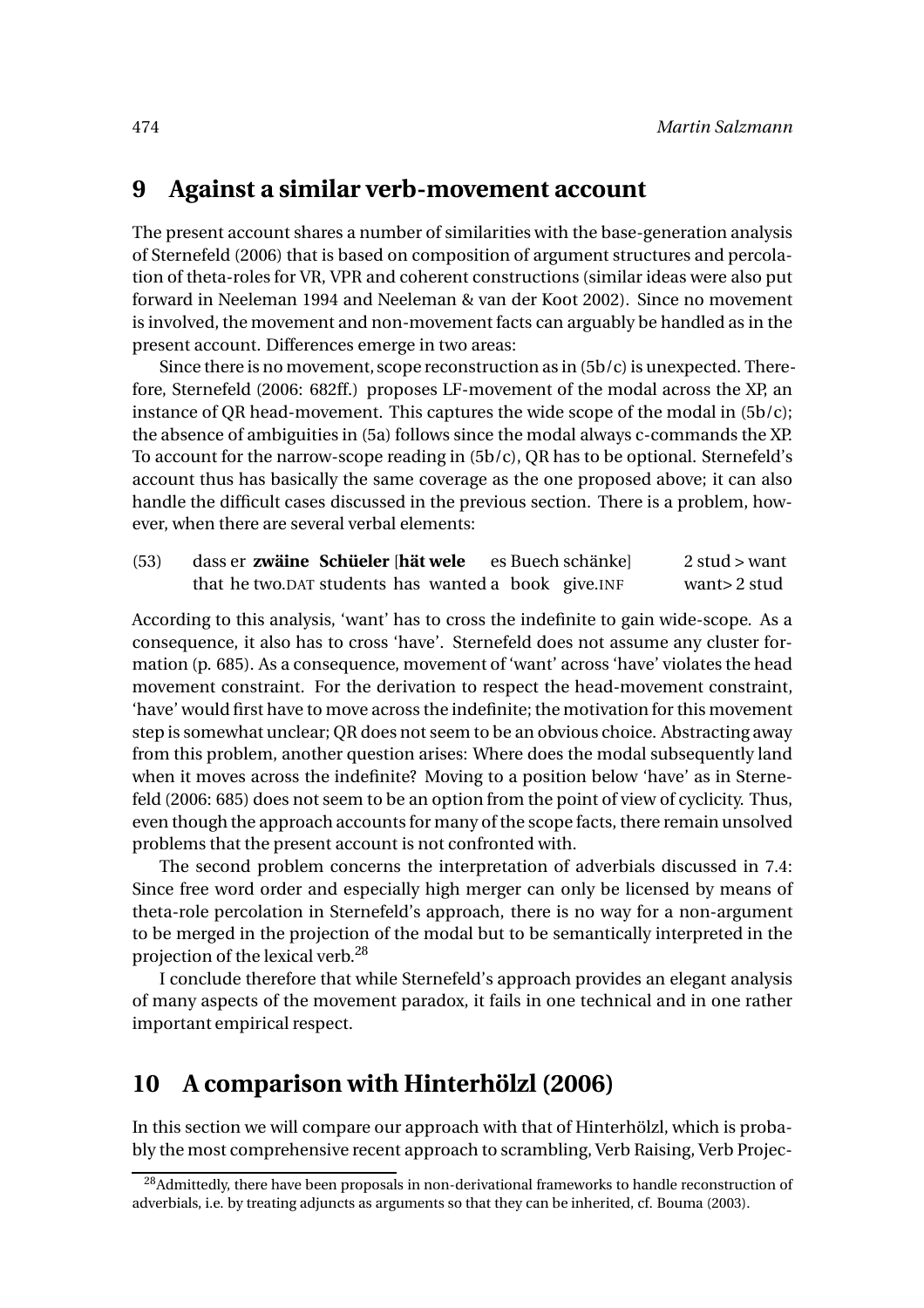## 9 Against a similar verb-movement account

The present account shares a number of similarities with the base-generation analysis of Sternefeld (2006) that is based on composition of argument structures and percolation of theta-roles for VR, VPR and coherent constructions (similar ideas were also put forward in Neeleman 1994 and Neeleman & van der Koot 2002). Since no movement is involved, the movement and non-movement facts can arguably be handled as in the present account. Differences emerge in two areas:

Since there is no movement, scope reconstruction as in (5b/c) is unexpected. Therefore, Sternefeld (2006: 682ff.) proposes LF-movement of the modal across the XP, an instance of QR head-movement. This captures the wide scope of the modal in (5b/c); the absence of ambiguities in (5a) follows since the modal always c-commands the XP. To account for the narrow-scope reading in (5b/c), QR has to be optional. Sternefeld's account thus has basically the same coverage as the one proposed above; it can also handle the difficult cases discussed in the previous section. There is a problem, however, when there are several verbal elements:

(53) dass er **zwäine Schüeler** [**hät wele** es Buech schänke] 2 stud > want
that he two.DAT students has wanted a book give.INF want> 2 stud

According to this analysis, 'want' has to cross the indefinite to gain wide-scope. As a consequence, it also has to cross 'have'. Sternefeld does not assume any cluster formation (p. 685). As a consequence, movement of 'want' across 'have' violates the head movement constraint. For the derivation to respect the head-movement constraint, 'have' would first have to move across the indefinite; the motivation for this movement step is somewhat unclear; QR does not seem to be an obvious choice. Abstracting away from this problem, another question arises: Where does the modal subsequently land when it moves across the indefinite? Moving to a position below 'have' as in Sternefeld (2006: 685) does not seem to be an option from the point of view of cyclicity. Thus, even though the approach accounts for many of the scope facts, there remain unsolved problems that the present account is not confronted with.

The second problem concerns the interpretation of adverbials discussed in 7.4: Since free word order and especially high merger can only be licensed by means of theta-role percolation in Sternefeld's approach, there is no way for a non-argument to be merged in the projection of the modal but to be semantically interpreted in the projection of the lexical verb.[28]

I conclude therefore that while Sternefeld's approach provides an elegant analysis of many aspects of the movement paradox, it fails in one technical and in one rather important empirical respect.

## 10 A comparison with Hinterhölzl (2006)

In this section we will compare our approach with that of Hinterhölzl, which is probably the most comprehensive recent approach to scrambling, Verb Raising, Verb Projec-

[28] Admittedly, there have been proposals in non-derivational frameworks to handle reconstruction of adverbials, i.e. by treating adjuncts as arguments so that they can be inherited, cf. Bouma (2003).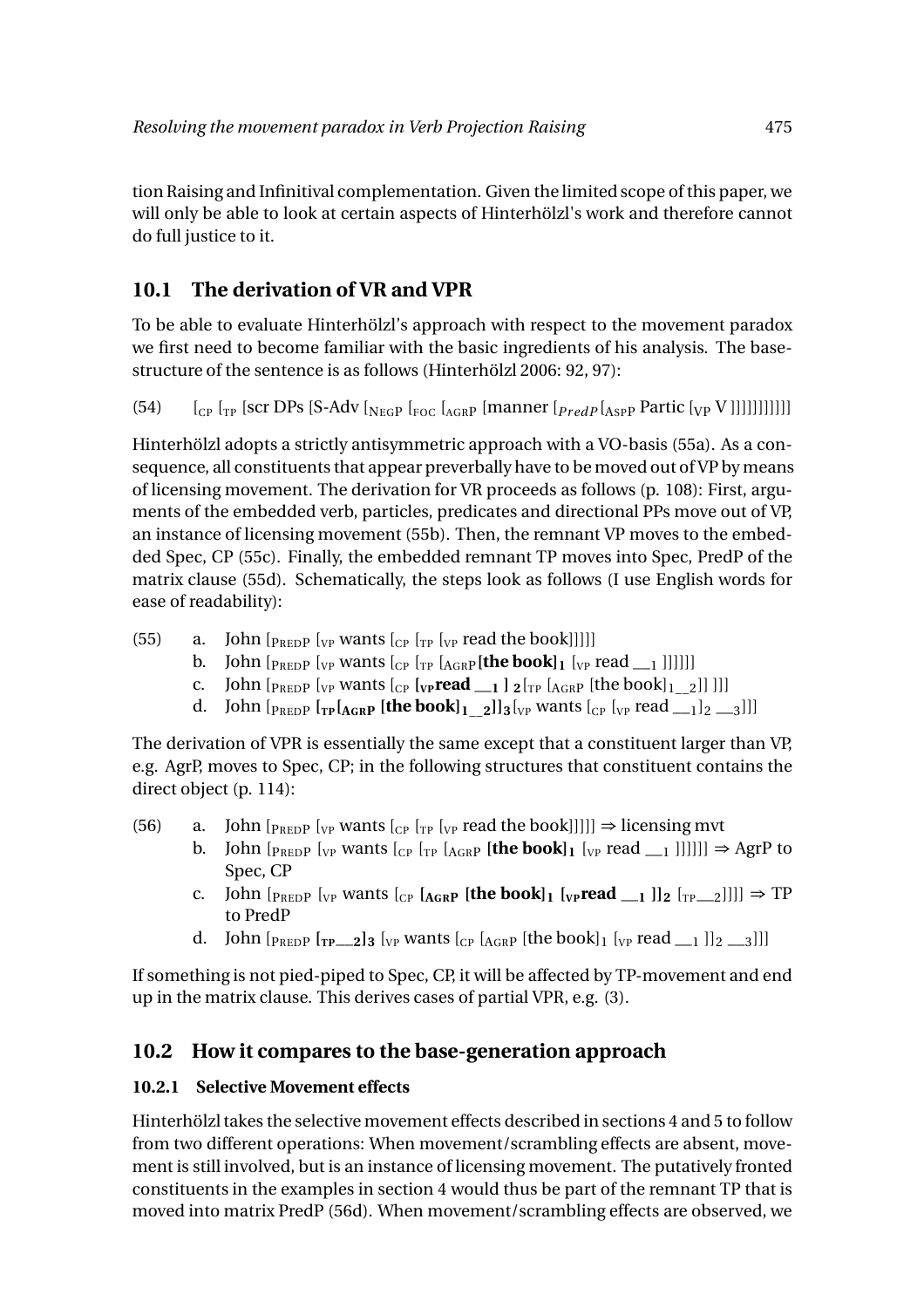tion Raising and Infinitival complementation. Given the limited scope of this paper, we will only be able to look at certain aspects of Hinterhölzl's work and therefore cannot do full justice to it.

## 10.1 The derivation of VR and VPR

To be able to evaluate Hinterhölzl's approach with respect to the movement paradox we first need to become familiar with the basic ingredients of his analysis. The base-structure of the sentence is as follows (Hinterhölzl 2006: 92, 97):

(54) $[_{CP}$ $[_{TP}$ [scr DPs [S-Adv $[_{NEGP}$ $[_{FOC}$ $[_{AGRP}$ [manner $[_{PredP}$ $[_{AspP}$ Partic $[_{VP}$ V ]]]]]]]]]]]

Hinterhölzl adopts a strictly antisymmetric approach with a VO-basis (55a). As a consequence, all constituents that appear preverbally have to be moved out of VP by means of licensing movement. The derivation for VR proceeds as follows (p. 108): First, arguments of the embedded verb, particles, predicates and directional PPs move out of VP, an instance of licensing movement (55b). Then, the remnant VP moves to the embedded Spec, CP (55c). Finally, the embedded remnant TP moves into Spec, PredP of the matrix clause (55d). Schematically, the steps look as follows (I use English words for ease of readability):

(55)
a. John $[_{PREDP}$ $[_{VP}$ wants $[_{CP}$ $[_{TP}$ $[_{VP}$ read the book]]]]]
b. John $[_{PREDP}$ $[_{VP}$ wants $[_{CP}$ $[_{TP}$ $[_{AGRP}$ **[the book]$_1$** $[_{VP}$ read __$_1$ ]]]]]]
c. John $[_{PREDP}$ $[_{VP}$ wants $[_{CP}$ **$[_{VP}$read __$_1$ ]$_2$** $[_{TP}$ $[_{AGRP}$ [the book]$_1$__$_2$]] ]]]
d. John $[_{PREDP}$ **$[_{TP}$$[_{AGRP}$ [the book]$_1$__$_2$]]$_3$** $[_{VP}$ wants $[_{CP}$ $[_{VP}$ read __$_1$]$_2$ __$_3$]]]

The derivation of VPR is essentially the same except that a constituent larger than VP, e.g. AgrP, moves to Spec, CP; in the following structures that constituent contains the direct object (p. 114):

(56)
a. John $[_{PREDP}$ $[_{VP}$ wants $[_{CP}$ $[_{TP}$ $[_{VP}$ read the book]]]]] ⇒ licensing mvt
b. John $[_{PREDP}$ $[_{VP}$ wants $[_{CP}$ $[_{TP}$ $[_{AGRP}$ **[the book]$_1$** $[_{VP}$ read __$_1$ ]]]]]] ⇒ AgrP to Spec, CP
c. John $[_{PREDP}$ $[_{VP}$ wants $[_{CP}$ **$[_{AGRP}$ [the book]$_1$ $[_{VP}$read __$_1$ ]]$_2$** $[_{TP}$__$_2$]]]] ⇒ TP to PredP
d. John $[_{PREDP}$ **$[_{TP}$__$_2$]$_3$** $[_{VP}$ wants $[_{CP}$ $[_{AGRP}$ [the book]$_1$ $[_{VP}$ read __$_1$ ]]$_2$ __$_3$]]]

If something is not pied-piped to Spec, CP, it will be affected by TP-movement and end up in the matrix clause. This derives cases of partial VPR, e.g. (3).

## 10.2 How it compares to the base-generation approach

### 10.2.1 Selective Movement effects

Hinterhölzl takes the selective movement effects described in sections 4 and 5 to follow from two different operations: When movement/scrambling effects are absent, movement is still involved, but is an instance of licensing movement. The putatively fronted constituents in the examples in section 4 would thus be part of the remnant TP that is moved into matrix PredP (56d). When movement/scrambling effects are observed, we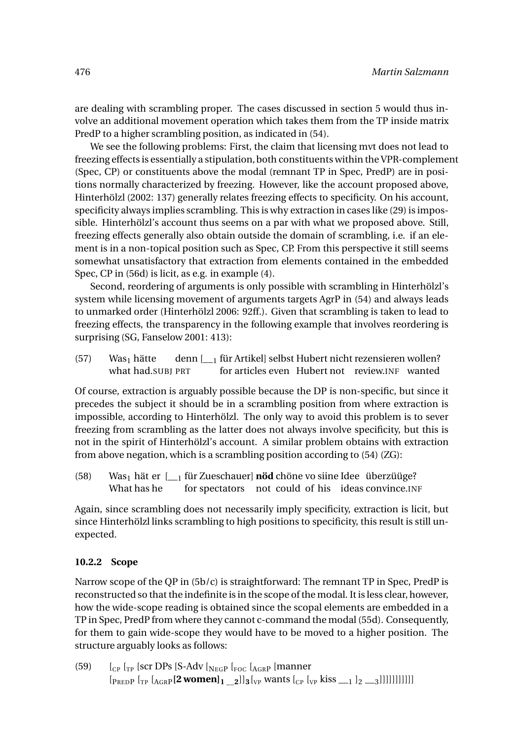are dealing with scrambling proper. The cases discussed in section 5 would thus involve an additional movement operation which takes them from the TP inside matrix PredP to a higher scrambling position, as indicated in (54).

We see the following problems: First, the claim that licensing mvt does not lead to freezing effects is essentially a stipulation, both constituents within the VPR-complement (Spec, CP) or constituents above the modal (remnant TP in Spec, PredP) are in positions normally characterized by freezing. However, like the account proposed above, Hinterhölzl (2002: 137) generally relates freezing effects to specificity. On his account, specificity always implies scrambling. This is why extraction in cases like (29) is impossible. Hinterhölzl's account thus seems on a par with what we proposed above. Still, freezing effects generally also obtain outside the domain of scrambling, i.e. if an element is in a non-topical position such as Spec, CP. From this perspective it still seems somewhat unsatisfactory that extraction from elements contained in the embedded Spec, CP in (56d) is licit, as e.g. in example (4).

Second, reordering of arguments is only possible with scrambling in Hinterhölzl's system while licensing movement of arguments targets AgrP in (54) and always leads to unmarked order (Hinterhölzl 2006: 92ff.). Given that scrambling is taken to lead to freezing effects, the transparency in the following example that involves reordering is surprising (SG, Fanselow 2001: 413):

(57) Was$_1$ hätte denn [__$_1$ für Artikel] selbst Hubert nicht rezensieren wollen?
what had.SUBJ PRT for articles even Hubert not review.INF wanted

Of course, extraction is arguably possible because the DP is non-specific, but since it precedes the subject it should be in a scrambling position from where extraction is impossible, according to Hinterhölzl. The only way to avoid this problem is to sever freezing from scrambling as the latter does not always involve specificity, but this is not in the spirit of Hinterhölzl's account. A similar problem obtains with extraction from above negation, which is a scrambling position according to (54) (ZG):

(58) Was$_1$ hät er [__$_1$ für Zueschauer] **nöd** chöne vo siine Idee überzüüge?
What has he for spectators not could of his ideas convince.INF

Again, since scrambling does not necessarily imply specificity, extraction is licit, but since Hinterhölzl links scrambling to high positions to specificity, this result is still unexpected.

#### 10.2.2 Scope

Narrow scope of the QP in (5b/c) is straightforward: The remnant TP in Spec, PredP is reconstructed so that the indefinite is in the scope of the modal. It is less clear, however, how the wide-scope reading is obtained since the scopal elements are embedded in a TP in Spec, PredP from where they cannot c-command the modal (55d). Consequently, for them to gain wide-scope they would have to be moved to a higher position. The structure arguably looks as follows:

(59) [$_{CP}$ [$_{TP}$ [scr DPs [S-Adv [$_{NEGP}$ [$_{FOC}$ [$_{AGRP}$ [manner [$_{PREDP}$ [$_{TP}$ [$_{AGRP}$ **[2 women]$_1$ __$_2$**]]$_3$ [$_{VP}$ wants [$_{CP}$ [$_{VP}$ kiss __$_1$ ]$_2$ __$_3$]]]]]]]]]]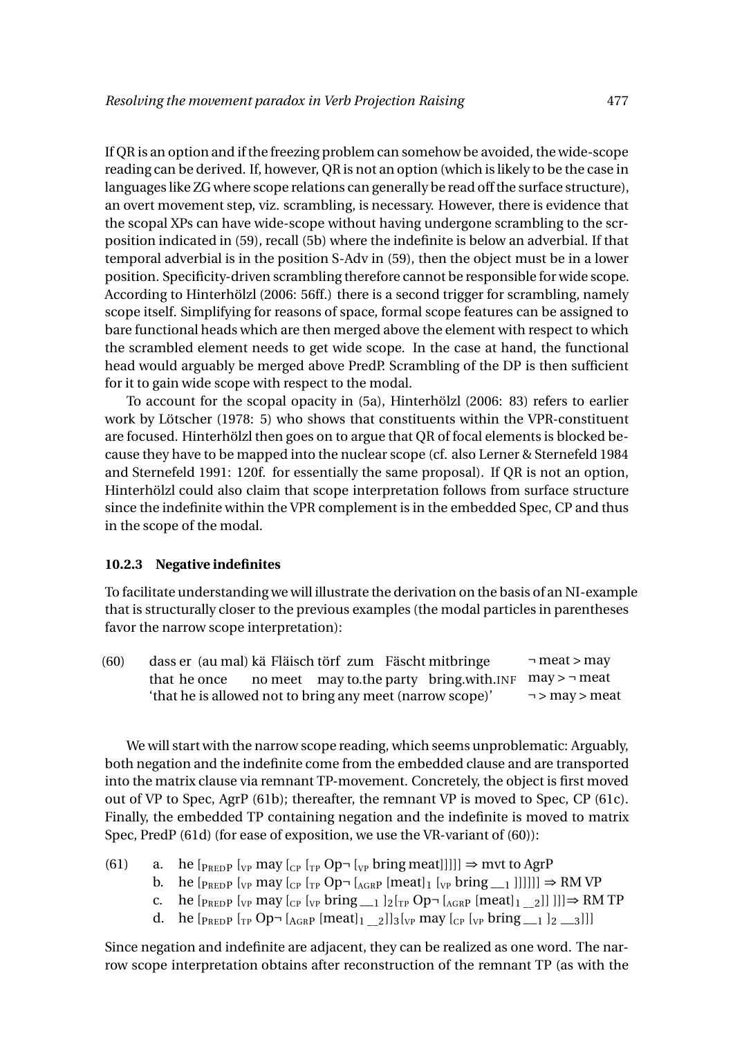If QR is an option and if the freezing problem can somehow be avoided, the wide-scope reading can be derived. If, however, QR is not an option (which is likely to be the case in languages like ZG where scope relations can generally be read off the surface structure), an overt movement step, viz. scrambling, is necessary. However, there is evidence that the scopal XPs can have wide-scope without having undergone scrambling to the scr-position indicated in (59), recall (5b) where the indefinite is below an adverbial. If that temporal adverbial is in the position S-Adv in (59), then the object must be in a lower position. Specificity-driven scrambling therefore cannot be responsible for wide scope. According to Hinterhölzl (2006: 56ff.) there is a second trigger for scrambling, namely scope itself. Simplifying for reasons of space, formal scope features can be assigned to bare functional heads which are then merged above the element with respect to which the scrambled element needs to get wide scope. In the case at hand, the functional head would arguably be merged above PredP. Scrambling of the DP is then sufficient for it to gain wide scope with respect to the modal.

To account for the scopal opacity in (5a), Hinterhölzl (2006: 83) refers to earlier work by Lötscher (1978: 5) who shows that constituents within the VPR-constituent are focused. Hinterhölzl then goes on to argue that QR of focal elements is blocked because they have to be mapped into the nuclear scope (cf. also Lerner & Sternefeld 1984 and Sternefeld 1991: 120f. for essentially the same proposal). If QR is not an option, Hinterhölzl could also claim that scope interpretation follows from surface structure since the indefinite within the VPR complement is in the embedded Spec, CP and thus in the scope of the modal.

### 10.2.3 Negative indefinites

To facilitate understanding we will illustrate the derivation on the basis of an NI-example that is structurally closer to the previous examples (the modal particles in parentheses favor the narrow scope interpretation):

(60) dass er (au mal) kä Fläisch törf zum Fäscht mitbringe — ¬ meat > may
that he once no meet may to.the party bring.with.INF — may > ¬ meat
'that he is allowed not to bring any meet (narrow scope)' — ¬ > may > meat

We will start with the narrow scope reading, which seems unproblematic: Arguably, both negation and the indefinite come from the embedded clause and are transported into the matrix clause via remnant TP-movement. Concretely, the object is first moved out of VP to Spec, AgrP (61b); thereafter, the remnant VP is moved to Spec, CP (61c). Finally, the embedded TP containing negation and the indefinite is moved to matrix Spec, PredP (61d) (for ease of exposition, we use the VR-variant of (60)):

(61)
a. he $[_{\text{PREDP}}$ $[_{\text{VP}}$ may $[_{\text{CP}}$ $[_{\text{TP}}$ Op¬ $[_{\text{VP}}$ bring meat$]]]]]$ ⇒ mvt to AgrP
b. he $[_{\text{PREDP}}$ $[_{\text{VP}}$ may $[_{\text{CP}}$ $[_{\text{TP}}$ Op¬ $[_{\text{AGRP}}$ $[$meat$]_1$ $[_{\text{VP}}$ bring $\_\_{}_1$ $]]]]]]$ ⇒ RM VP
c. he $[_{\text{PREDP}}$ $[_{\text{VP}}$ may $[_{\text{CP}}$ $[_{\text{VP}}$ bring $\_\_{}_1$ $]_2$ $[_{\text{TP}}$ Op¬ $[_{\text{AGRP}}$ $[$meat$]_1$ $\_\_{}_2]]$ $]]]$ ⇒ RM TP
d. he $[_{\text{PREDP}}$ $[_{\text{TP}}$ Op¬ $[_{\text{AGRP}}$ $[$meat$]_1$ $\_\_{}_2]]_3$ $[_{\text{VP}}$ may $[_{\text{CP}}$ $[_{\text{VP}}$ bring $\_\_{}_1$ $]_2$ $\_\_{}_3]]]$

Since negation and indefinite are adjacent, they can be realized as one word. The narrow scope interpretation obtains after reconstruction of the remnant TP (as with the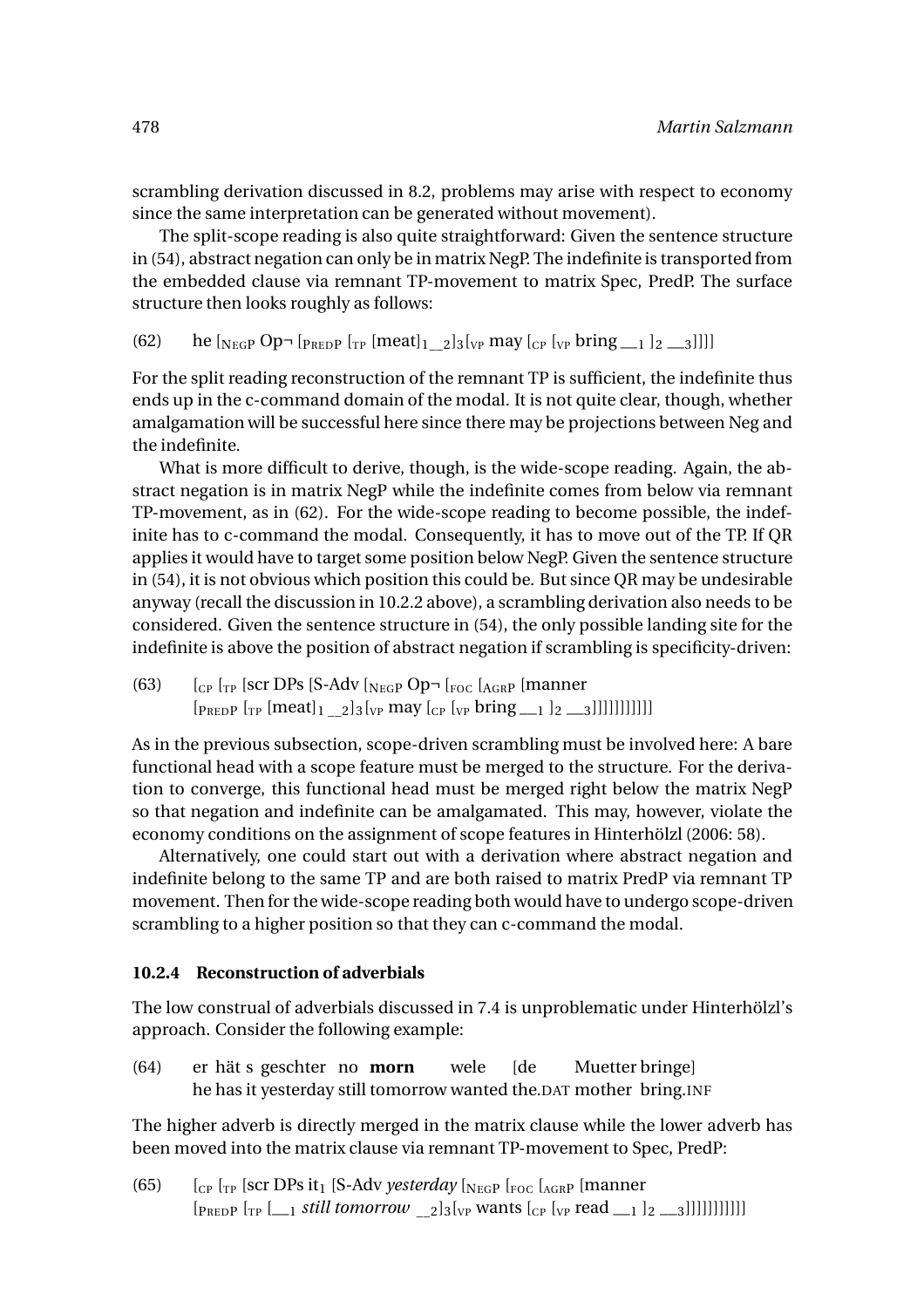scrambling derivation discussed in 8.2, problems may arise with respect to economy since the same interpretation can be generated without movement).

The split-scope reading is also quite straightforward: Given the sentence structure in (54), abstract negation can only be in matrix NegP. The indefinite is transported from the embedded clause via remnant TP-movement to matrix Spec, PredP. The surface structure then looks roughly as follows:

(62) he [$_{\text{NEGP}}$ Op¬ [$_{\text{PREDP}}$ [$_{\text{TP}}$ [meat]$_1$ __$_2$]$_3$[$_{\text{VP}}$ may [$_{\text{CP}}$ [$_{\text{VP}}$ bring __$_1$ ]$_2$ __$_3$]]]]

For the split reading reconstruction of the remnant TP is sufficient, the indefinite thus ends up in the c-command domain of the modal. It is not quite clear, though, whether amalgamation will be successful here since there may be projections between Neg and the indefinite.

What is more difficult to derive, though, is the wide-scope reading. Again, the abstract negation is in matrix NegP while the indefinite comes from below via remnant TP-movement, as in (62). For the wide-scope reading to become possible, the indefinite has to c-command the modal. Consequently, it has to move out of the TP. If QR applies it would have to target some position below NegP. Given the sentence structure in (54), it is not obvious which position this could be. But since QR may be undesirable anyway (recall the discussion in 10.2.2 above), a scrambling derivation also needs to be considered. Given the sentence structure in (54), the only possible landing site for the indefinite is above the position of abstract negation if scrambling is specificity-driven:

(63) [$_{\text{CP}}$ [$_{\text{TP}}$ [scr DPs [S-Adv [$_{\text{NEGP}}$ Op¬ [$_{\text{FOC}}$ [$_{\text{AGRP}}$ [manner
[$_{\text{PREDP}}$ [$_{\text{TP}}$ [meat]$_1$ __$_2$]$_3$[$_{\text{VP}}$ may [$_{\text{CP}}$ [$_{\text{VP}}$ bring __$_1$ ]$_2$ __$_3$]]]]]]]]]]

As in the previous subsection, scope-driven scrambling must be involved here: A bare functional head with a scope feature must be merged to the structure. For the derivation to converge, this functional head must be merged right below the matrix NegP so that negation and indefinite can be amalgamated. This may, however, violate the economy conditions on the assignment of scope features in Hinterhölzl (2006: 58).

Alternatively, one could start out with a derivation where abstract negation and indefinite belong to the same TP and are both raised to matrix PredP via remnant TP movement. Then for the wide-scope reading both would have to undergo scope-driven scrambling to a higher position so that they can c-command the modal.

### 10.2.4 Reconstruction of adverbials

The low construal of adverbials discussed in 7.4 is unproblematic under Hinterhölzl's approach. Consider the following example:

(64) er hät s geschter no **morn** wele [de Muetter bringe]
he has it yesterday still tomorrow wanted the.DAT mother bring.INF

The higher adverb is directly merged in the matrix clause while the lower adverb has been moved into the matrix clause via remnant TP-movement to Spec, PredP:

(65) [$_{\text{CP}}$ [$_{\text{TP}}$ [scr DPs it$_1$ [S-Adv *yesterday* [$_{\text{NEGP}}$ [$_{\text{FOC}}$ [$_{\text{AGRP}}$ [manner
[$_{\text{PREDP}}$ [$_{\text{TP}}$ [__$_1$ *still tomorrow* __$_2$]$_3$[$_{\text{VP}}$ wants [$_{\text{CP}}$ [$_{\text{VP}}$ read __$_1$ ]$_2$ __$_3$]]]]]]]]]]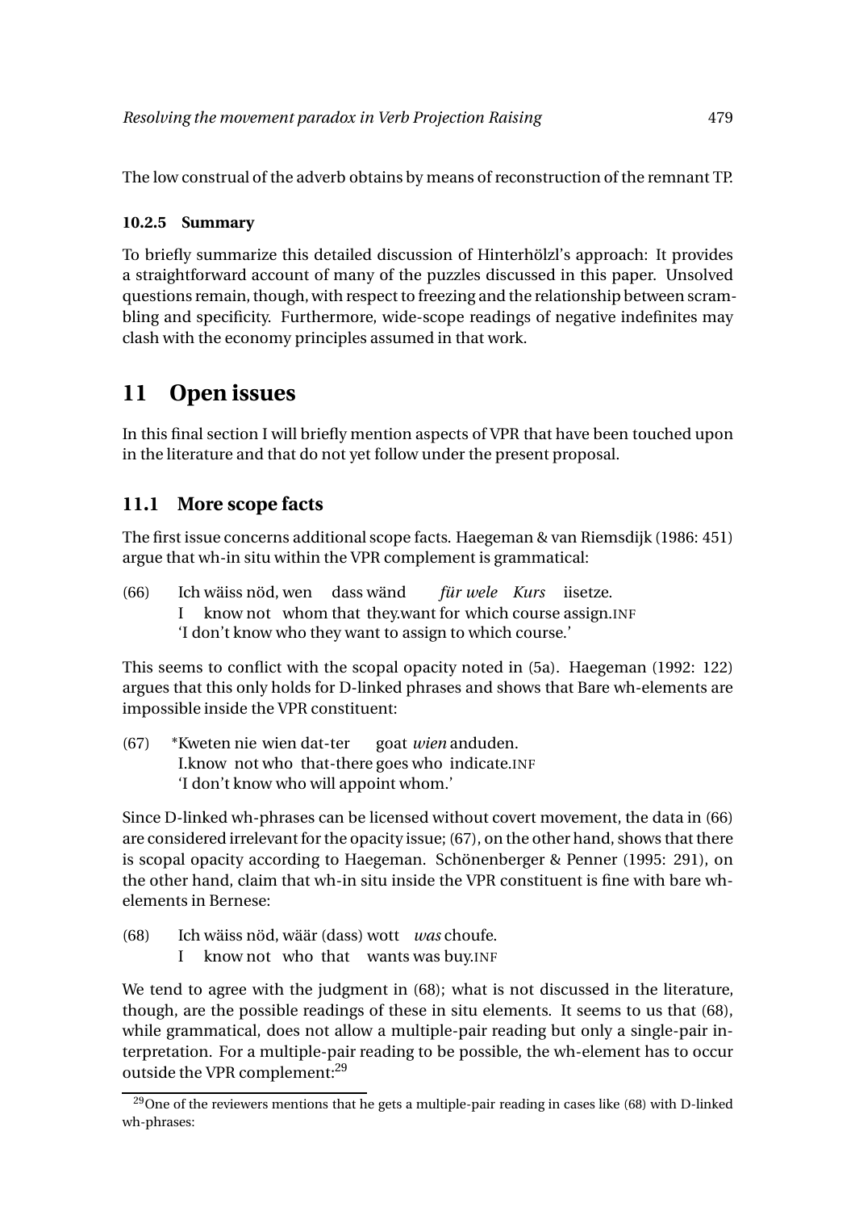The low construal of the adverb obtains by means of reconstruction of the remnant TP.

#### 10.2.5 Summary

To briefly summarize this detailed discussion of Hinterhölzl's approach: It provides a straightforward account of many of the puzzles discussed in this paper. Unsolved questions remain, though, with respect to freezing and the relationship between scrambling and specificity. Furthermore, wide-scope readings of negative indefinites may clash with the economy principles assumed in that work.

## 11 Open issues

In this final section I will briefly mention aspects of VPR that have been touched upon in the literature and that do not yet follow under the present proposal.

### 11.1 More scope facts

The first issue concerns additional scope facts. Haegeman & van Riemsdijk (1986: 451) argue that wh-in situ within the VPR complement is grammatical:

(66) Ich wäiss nöd, wen dass wänd *für wele Kurs* iisetze.
I know not whom that they.want for which course assign.INF
'I don't know who they want to assign to which course.'

This seems to conflict with the scopal opacity noted in (5a). Haegeman (1992: 122) argues that this only holds for D-linked phrases and shows that Bare wh-elements are impossible inside the VPR constituent:

(67) \*Kweten nie wien dat-ter goat *wien* anduden.
I.know not who that-there goes who indicate.INF
'I don't know who will appoint whom.'

Since D-linked wh-phrases can be licensed without covert movement, the data in (66) are considered irrelevant for the opacity issue; (67), on the other hand, shows that there is scopal opacity according to Haegeman. Schönenberger & Penner (1995: 291), on the other hand, claim that wh-in situ inside the VPR constituent is fine with bare wh-elements in Bernese:

(68) Ich wäiss nöd, wäär (dass) wott *was* choufe.
I know not who that wants was buy.INF

We tend to agree with the judgment in (68); what is not discussed in the literature, though, are the possible readings of these in situ elements. It seems to us that (68), while grammatical, does not allow a multiple-pair reading but only a single-pair interpretation. For a multiple-pair reading to be possible, the wh-element has to occur outside the VPR complement:[29]

[29] One of the reviewers mentions that he gets a multiple-pair reading in cases like (68) with D-linked wh-phrases: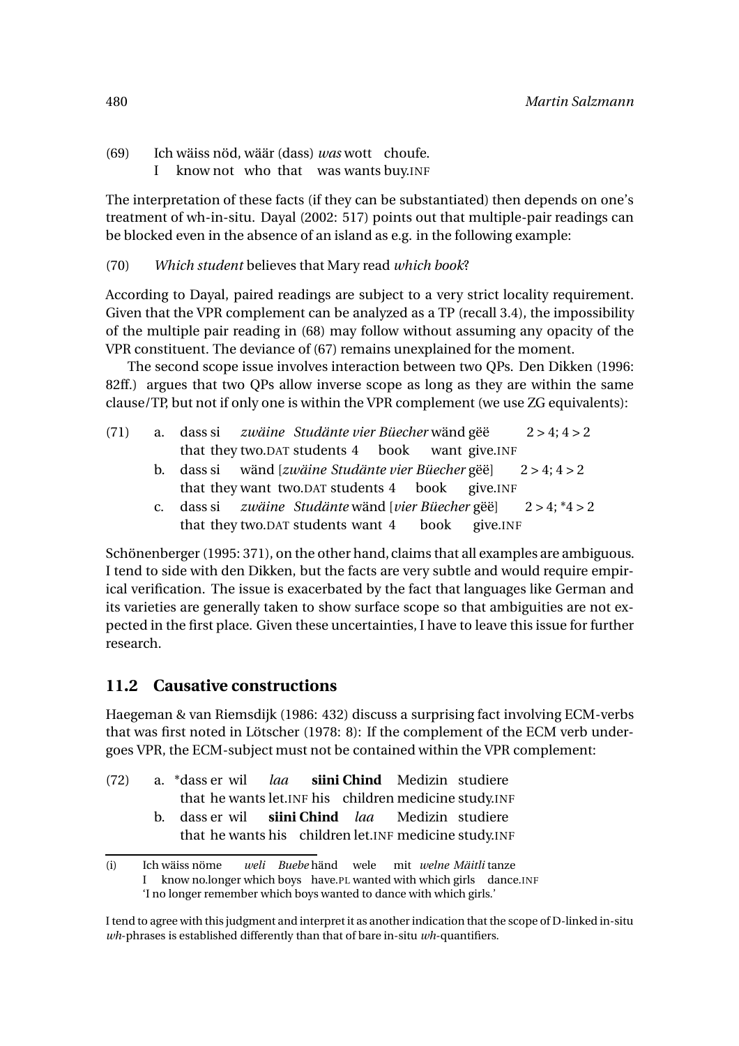(69) Ich wäiss nöd, wäär (dass) *was* wott choufe.
I know not who that was wants buy.INF

The interpretation of these facts (if they can be substantiated) then depends on one's treatment of wh-in-situ. Dayal (2002: 517) points out that multiple-pair readings can be blocked even in the absence of an island as e.g. in the following example:

(70) *Which student* believes that Mary read *which book*?

According to Dayal, paired readings are subject to a very strict locality requirement. Given that the VPR complement can be analyzed as a TP (recall 3.4), the impossibility of the multiple pair reading in (68) may follow without assuming any opacity of the VPR constituent. The deviance of (67) remains unexplained for the moment.

The second scope issue involves interaction between two QPs. Den Dikken (1996: 82ff.) argues that two QPs allow inverse scope as long as they are within the same clause/TP, but not if only one is within the VPR complement (we use ZG equivalents):

(71) a. dass si *zwäine Studänte vier Büecher* wänd gëë 2 > 4; 4 > 2
that they two.DAT students 4 book want give.INF

b. dass si wänd [*zwäine Studänte vier Büecher* gëë] 2 > 4; 4 > 2
that they want two.DAT students 4 book give.INF

c. dass si *zwäine Studänte* wänd [*vier Büecher* gëë] 2 > 4; *4 > 2
that they two.DAT students want 4 book give.INF

Schönenberger (1995: 371), on the other hand, claims that all examples are ambiguous. I tend to side with den Dikken, but the facts are very subtle and would require empirical verification. The issue is exacerbated by the fact that languages like German and its varieties are generally taken to show surface scope so that ambiguities are not expected in the first place. Given these uncertainties, I have to leave this issue for further research.

## 11.2 Causative constructions

Haegeman & van Riemsdijk (1986: 432) discuss a surprising fact involving ECM-verbs that was first noted in Lötscher (1978: 8): If the complement of the ECM verb undergoes VPR, the ECM-subject must not be contained within the VPR complement:

(72) a. *dass er wil *laa* **siini Chind** Medizin studiere
that he wants let.INF his children medicine study.INF

b. dass er wil **siini Chind** *laa* Medizin studiere
that he wants his children let.INF medicine study.INF

---

(i) Ich wäiss nöme *weli Buebe* händ wele mit *welne Mäitli* tanze
I know no.longer which boys have.PL wanted with which girls dance.INF
'I no longer remember which boys wanted to dance with which girls.'

I tend to agree with this judgment and interpret it as another indication that the scope of D-linked in-situ *wh*-phrases is established differently than that of bare in-situ *wh*-quantifiers.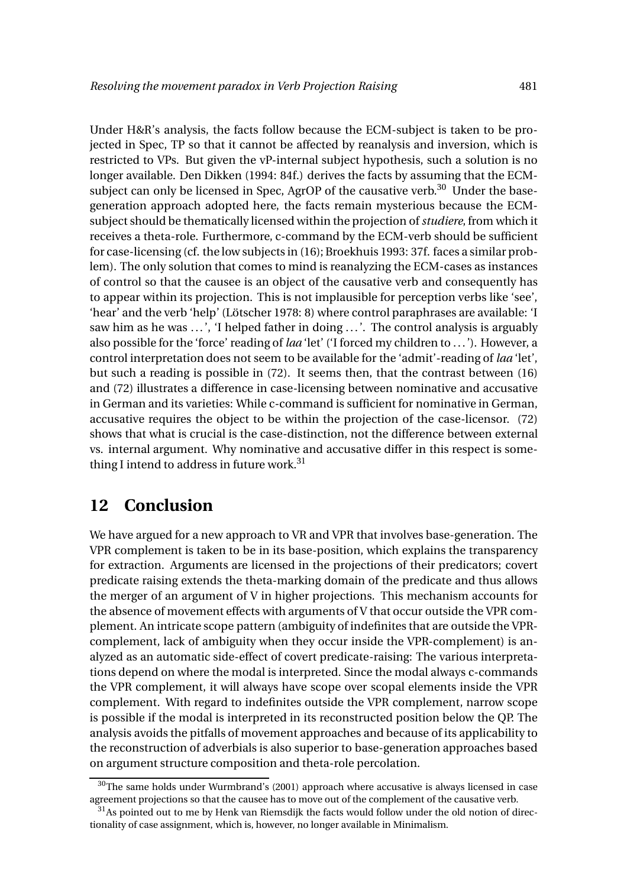Under H&R's analysis, the facts follow because the ECM-subject is taken to be projected in Spec, TP so that it cannot be affected by reanalysis and inversion, which is restricted to VPs. But given the vP-internal subject hypothesis, such a solution is no longer available. Den Dikken (1994: 84f.) derives the facts by assuming that the ECM-subject can only be licensed in Spec, AgrOP of the causative verb.[30] Under the base-generation approach adopted here, the facts remain mysterious because the ECM-subject should be thematically licensed within the projection of *studiere*, from which it receives a theta-role. Furthermore, c-command by the ECM-verb should be sufficient for case-licensing (cf. the low subjects in (16); Broekhuis 1993: 37f. faces a similar problem). The only solution that comes to mind is reanalyzing the ECM-cases as instances of control so that the causee is an object of the causative verb and consequently has to appear within its projection. This is not implausible for perception verbs like 'see', 'hear' and the verb 'help' (Lötscher 1978: 8) where control paraphrases are available: 'I saw him as he was ...', 'I helped father in doing ...'. The control analysis is arguably also possible for the 'force' reading of *laa* 'let' ('I forced my children to ...'). However, a control interpretation does not seem to be available for the 'admit'-reading of *laa* 'let', but such a reading is possible in (72). It seems then, that the contrast between (16) and (72) illustrates a difference in case-licensing between nominative and accusative in German and its varieties: While c-command is sufficient for nominative in German, accusative requires the object to be within the projection of the case-licensor. (72) shows that what is crucial is the case-distinction, not the difference between external vs. internal argument. Why nominative and accusative differ in this respect is something I intend to address in future work.[31]

## 12 Conclusion

We have argued for a new approach to VR and VPR that involves base-generation. The VPR complement is taken to be in its base-position, which explains the transparency for extraction. Arguments are licensed in the projections of their predicators; covert predicate raising extends the theta-marking domain of the predicate and thus allows the merger of an argument of V in higher projections. This mechanism accounts for the absence of movement effects with arguments of V that occur outside the VPR complement. An intricate scope pattern (ambiguity of indefinites that are outside the VPR-complement, lack of ambiguity when they occur inside the VPR-complement) is analyzed as an automatic side-effect of covert predicate-raising: The various interpretations depend on where the modal is interpreted. Since the modal always c-commands the VPR complement, it will always have scope over scopal elements inside the VPR complement. With regard to indefinites outside the VPR complement, narrow scope is possible if the modal is interpreted in its reconstructed position below the QP. The analysis avoids the pitfalls of movement approaches and because of its applicability to the reconstruction of adverbials is also superior to base-generation approaches based on argument structure composition and theta-role percolation.

---

[30] The same holds under Wurmbrand's (2001) approach where accusative is always licensed in case agreement projections so that the causee has to move out of the complement of the causative verb.

[31] As pointed out to me by Henk van Riemsdijk the facts would follow under the old notion of directionality of case assignment, which is, however, no longer available in Minimalism.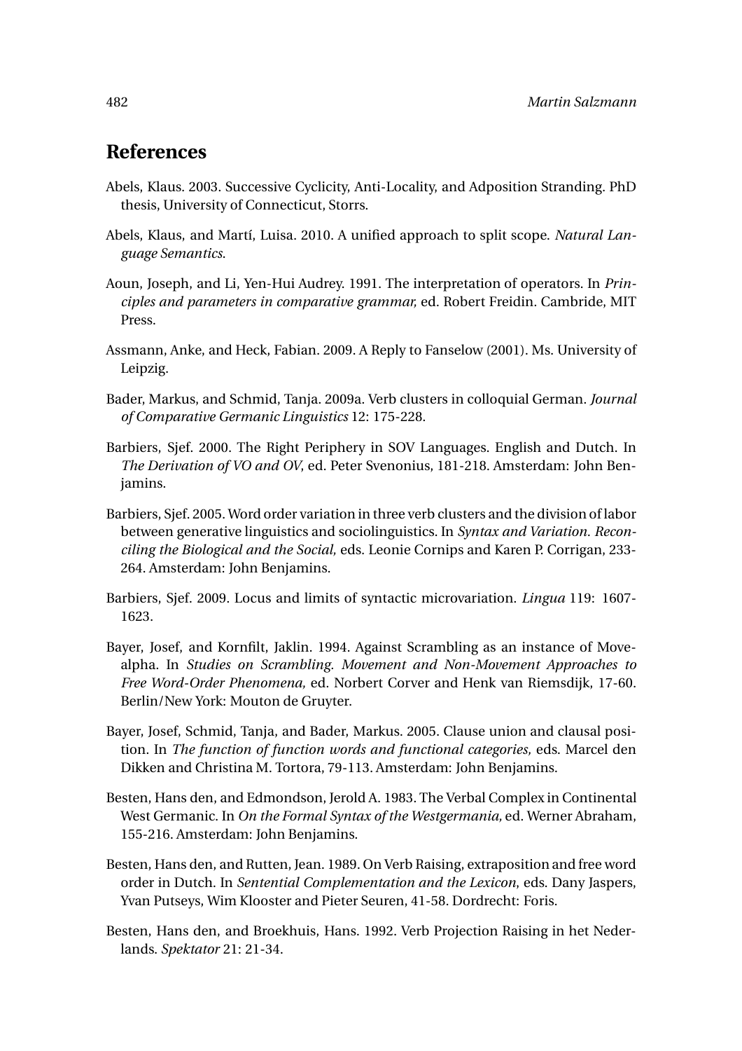## References

Abels, Klaus. 2003. Successive Cyclicity, Anti-Locality, and Adposition Stranding. PhD thesis, University of Connecticut, Storrs.

Abels, Klaus, and Martí, Luisa. 2010. A unified approach to split scope. *Natural Language Semantics*.

Aoun, Joseph, and Li, Yen-Hui Audrey. 1991. The interpretation of operators. In *Principles and parameters in comparative grammar,* ed. Robert Freidin. Cambride, MIT Press.

Assmann, Anke, and Heck, Fabian. 2009. A Reply to Fanselow (2001). Ms. University of Leipzig.

Bader, Markus, and Schmid, Tanja. 2009a. Verb clusters in colloquial German. *Journal of Comparative Germanic Linguistics* 12: 175-228.

Barbiers, Sjef. 2000. The Right Periphery in SOV Languages. English and Dutch. In *The Derivation of VO and OV,* ed. Peter Svenonius, 181-218. Amsterdam: John Benjamins.

Barbiers, Sjef. 2005. Word order variation in three verb clusters and the division of labor between generative linguistics and sociolinguistics. In *Syntax and Variation. Reconciling the Biological and the Social,* eds. Leonie Cornips and Karen P. Corrigan, 233-264. Amsterdam: John Benjamins.

Barbiers, Sjef. 2009. Locus and limits of syntactic microvariation. *Lingua* 119: 1607-1623.

Bayer, Josef, and Kornfilt, Jaklin. 1994. Against Scrambling as an instance of Move-alpha. In *Studies on Scrambling. Movement and Non-Movement Approaches to Free Word-Order Phenomena,* ed. Norbert Corver and Henk van Riemsdijk, 17-60. Berlin/New York: Mouton de Gruyter.

Bayer, Josef, Schmid, Tanja, and Bader, Markus. 2005. Clause union and clausal position. In *The function of function words and functional categories,* eds. Marcel den Dikken and Christina M. Tortora, 79-113. Amsterdam: John Benjamins.

Besten, Hans den, and Edmondson, Jerold A. 1983. The Verbal Complex in Continental West Germanic. In *On the Formal Syntax of the Westgermania,* ed. Werner Abraham, 155-216. Amsterdam: John Benjamins.

Besten, Hans den, and Rutten, Jean. 1989. On Verb Raising, extraposition and free word order in Dutch. In *Sentential Complementation and the Lexicon*, eds. Dany Jaspers, Yvan Putseys, Wim Klooster and Pieter Seuren, 41-58. Dordrecht: Foris.

Besten, Hans den, and Broekhuis, Hans. 1992. Verb Projection Raising in het Nederlands. *Spektator* 21: 21-34.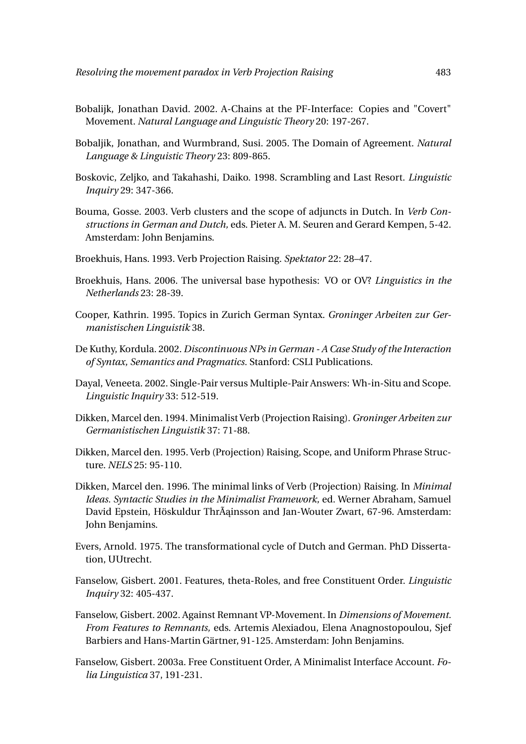Bobalijk, Jonathan David. 2002. A-Chains at the PF-Interface: Copies and "Covert" Movement. *Natural Language and Linguistic Theory* 20: 197-267.

Bobaljik, Jonathan, and Wurmbrand, Susi. 2005. The Domain of Agreement. *Natural Language & Linguistic Theory* 23: 809-865.

Boskovic, Zeljko, and Takahashi, Daiko. 1998. Scrambling and Last Resort. *Linguistic Inquiry* 29: 347-366.

Bouma, Gosse. 2003. Verb clusters and the scope of adjuncts in Dutch. In *Verb Constructions in German and Dutch,* eds. Pieter A. M. Seuren and Gerard Kempen, 5-42. Amsterdam: John Benjamins.

Broekhuis, Hans. 1993. Verb Projection Raising. *Spektator* 22: 28–47.

Broekhuis, Hans. 2006. The universal base hypothesis: VO or OV? *Linguistics in the Netherlands* 23: 28-39.

Cooper, Kathrin. 1995. Topics in Zurich German Syntax. *Groninger Arbeiten zur Germanistischen Linguistik* 38.

De Kuthy, Kordula. 2002. *Discontinuous NPs in German - A Case Study of the Interaction of Syntax, Semantics and Pragmatics.* Stanford: CSLI Publications.

Dayal, Veneeta. 2002. Single-Pair versus Multiple-Pair Answers: Wh-in-Situ and Scope. *Linguistic Inquiry* 33: 512-519.

Dikken, Marcel den. 1994. Minimalist Verb (Projection Raising). *Groninger Arbeiten zur Germanistischen Linguistik* 37: 71-88.

Dikken, Marcel den. 1995. Verb (Projection) Raising, Scope, and Uniform Phrase Structure. *NELS* 25: 95-110.

Dikken, Marcel den. 1996. The minimal links of Verb (Projection) Raising. In *Minimal Ideas. Syntactic Studies in the Minimalist Framework,* ed. Werner Abraham, Samuel David Epstein, Höskuldur ThrÃąinsson and Jan-Wouter Zwart, 67-96. Amsterdam: John Benjamins.

Evers, Arnold. 1975. The transformational cycle of Dutch and German. PhD Dissertation, UUtrecht.

Fanselow, Gisbert. 2001. Features, theta-Roles, and free Constituent Order. *Linguistic Inquiry* 32: 405-437.

Fanselow, Gisbert. 2002. Against Remnant VP-Movement. In *Dimensions of Movement. From Features to Remnants,* eds. Artemis Alexiadou, Elena Anagnostopoulou, Sjef Barbiers and Hans-Martin Gärtner, 91-125. Amsterdam: John Benjamins.

Fanselow, Gisbert. 2003a. Free Constituent Order, A Minimalist Interface Account. *Folia Linguistica* 37, 191-231.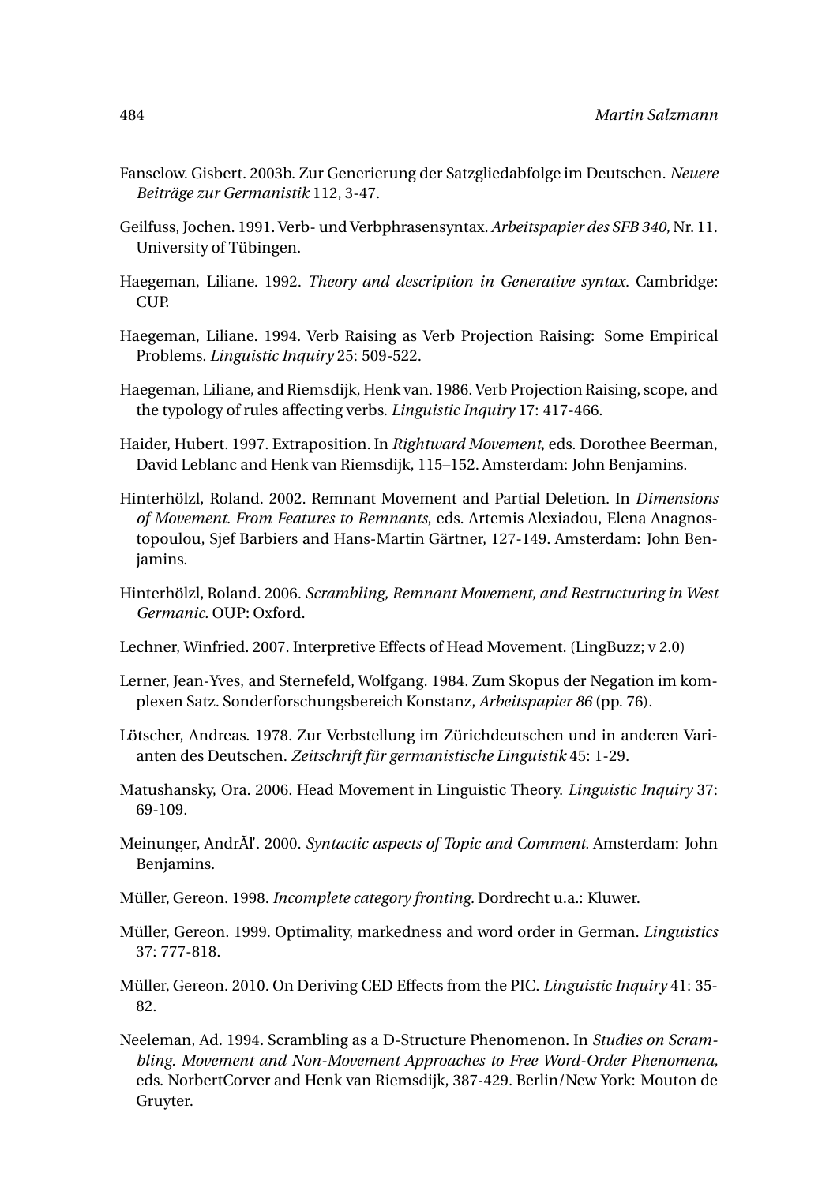Fanselow. Gisbert. 2003b. Zur Generierung der Satzgliedabfolge im Deutschen. *Neuere Beiträge zur Germanistik* 112, 3-47.

Geilfuss, Jochen. 1991. Verb- und Verbphrasensyntax. *Arbeitspapier des SFB 340,* Nr. 11. University of Tübingen.

Haegeman, Liliane. 1992. *Theory and description in Generative syntax*. Cambridge: CUP.

Haegeman, Liliane. 1994. Verb Raising as Verb Projection Raising: Some Empirical Problems. *Linguistic Inquiry* 25: 509-522.

Haegeman, Liliane, and Riemsdijk, Henk van. 1986. Verb Projection Raising, scope, and the typology of rules affecting verbs. *Linguistic Inquiry* 17: 417-466.

Haider, Hubert. 1997. Extraposition. In *Rightward Movement*, eds. Dorothee Beerman, David Leblanc and Henk van Riemsdijk, 115–152. Amsterdam: John Benjamins.

Hinterhölzl, Roland. 2002. Remnant Movement and Partial Deletion. In *Dimensions of Movement. From Features to Remnants*, eds. Artemis Alexiadou, Elena Anagnostopoulou, Sjef Barbiers and Hans-Martin Gärtner, 127-149. Amsterdam: John Benjamins.

Hinterhölzl, Roland. 2006. *Scrambling, Remnant Movement, and Restructuring in West Germanic.* OUP: Oxford.

Lechner, Winfried. 2007. Interpretive Effects of Head Movement. (LingBuzz; v 2.0)

Lerner, Jean-Yves, and Sternefeld, Wolfgang. 1984. Zum Skopus der Negation im komplexen Satz. Sonderforschungsbereich Konstanz, *Arbeitspapier 86* (pp. 76).

Lötscher, Andreas. 1978. Zur Verbstellung im Zürichdeutschen und in anderen Varianten des Deutschen. *Zeitschrift für germanistische Linguistik* 45: 1-29.

Matushansky, Ora. 2006. Head Movement in Linguistic Theory. *Linguistic Inquiry* 37: 69-109.

Meinunger, AndrÃl'. 2000. *Syntactic aspects of Topic and Comment.* Amsterdam: John Benjamins.

Müller, Gereon. 1998. *Incomplete category fronting.* Dordrecht u.a.: Kluwer.

Müller, Gereon. 1999. Optimality, markedness and word order in German. *Linguistics* 37: 777-818.

Müller, Gereon. 2010. On Deriving CED Effects from the PIC. *Linguistic Inquiry* 41: 35-82.

Neeleman, Ad. 1994. Scrambling as a D-Structure Phenomenon. In *Studies on Scrambling. Movement and Non-Movement Approaches to Free Word-Order Phenomena,* eds. NorbertCorver and Henk van Riemsdijk, 387-429. Berlin/New York: Mouton de Gruyter.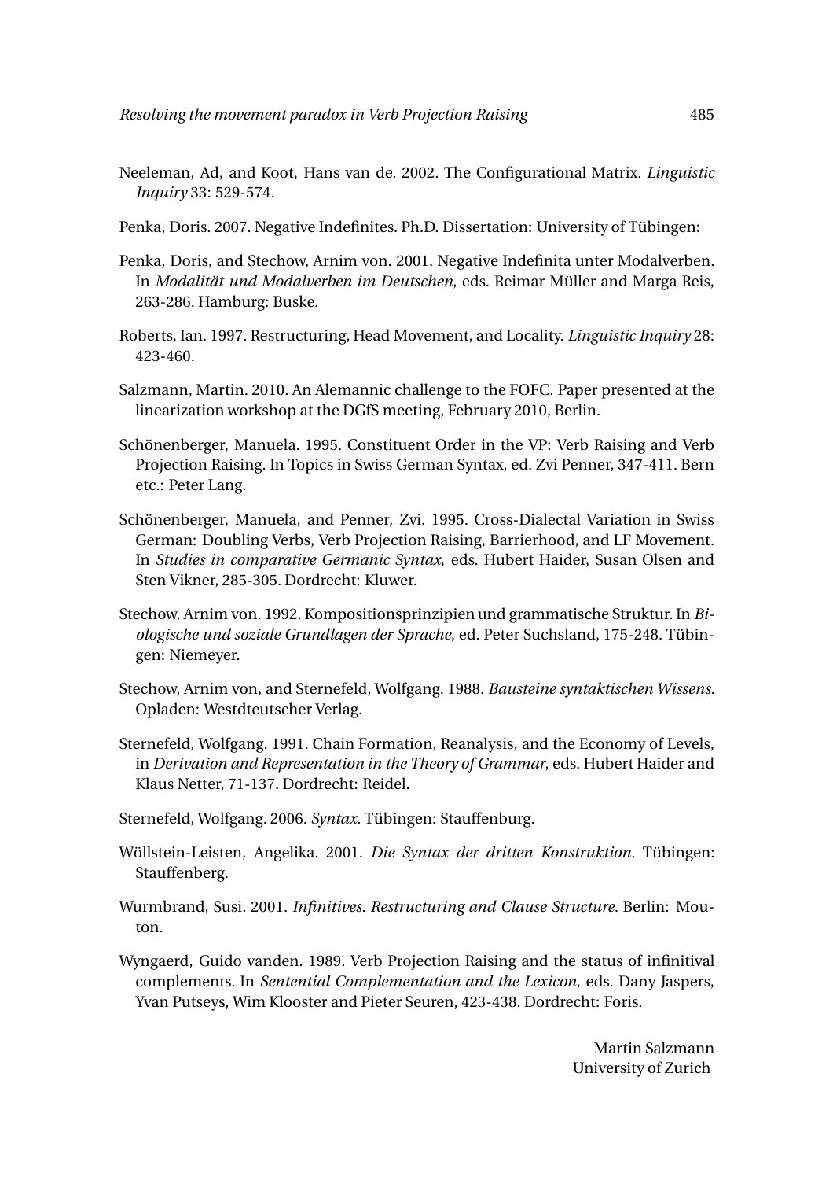Neeleman, Ad, and Koot, Hans van de. 2002. The Configurational Matrix. *Linguistic Inquiry* 33: 529-574.

Penka, Doris. 2007. Negative Indefinites. Ph.D. Dissertation: University of Tübingen:

Penka, Doris, and Stechow, Arnim von. 2001. Negative Indefinita unter Modalverben. In *Modalität und Modalverben im Deutschen*, eds. Reimar Müller and Marga Reis, 263-286. Hamburg: Buske.

Roberts, Ian. 1997. Restructuring, Head Movement, and Locality. *Linguistic Inquiry* 28: 423-460.

Salzmann, Martin. 2010. An Alemannic challenge to the FOFC. Paper presented at the linearization workshop at the DGfS meeting, February 2010, Berlin.

Schönenberger, Manuela. 1995. Constituent Order in the VP: Verb Raising and Verb Projection Raising. In Topics in Swiss German Syntax, ed. Zvi Penner, 347-411. Bern etc.: Peter Lang.

Schönenberger, Manuela, and Penner, Zvi. 1995. Cross-Dialectal Variation in Swiss German: Doubling Verbs, Verb Projection Raising, Barrierhood, and LF Movement. In *Studies in comparative Germanic Syntax*, eds. Hubert Haider, Susan Olsen and Sten Vikner, 285-305. Dordrecht: Kluwer.

Stechow, Arnim von. 1992. Kompositionsprinzipien und grammatische Struktur. In *Biologische und soziale Grundlagen der Sprache*, ed. Peter Suchsland, 175-248. Tübingen: Niemeyer.

Stechow, Arnim von, and Sternefeld, Wolfgang. 1988. *Bausteine syntaktischen Wissens*. Opladen: Westdteutscher Verlag.

Sternefeld, Wolfgang. 1991. Chain Formation, Reanalysis, and the Economy of Levels, in *Derivation and Representation in the Theory of Grammar*, eds. Hubert Haider and Klaus Netter, 71-137. Dordrecht: Reidel.

Sternefeld, Wolfgang. 2006. *Syntax*. Tübingen: Stauffenburg.

Wöllstein-Leisten, Angelika. 2001. *Die Syntax der dritten Konstruktion*. Tübingen: Stauffenberg.

Wurmbrand, Susi. 2001. *Infinitives. Restructuring and Clause Structure*. Berlin: Mouton.

Wyngaerd, Guido vanden. 1989. Verb Projection Raising and the status of infinitival complements. In *Sentential Complementation and the Lexicon*, eds. Dany Jaspers, Yvan Putseys, Wim Klooster and Pieter Seuren, 423-438. Dordrecht: Foris.

Martin Salzmann
University of Zurich